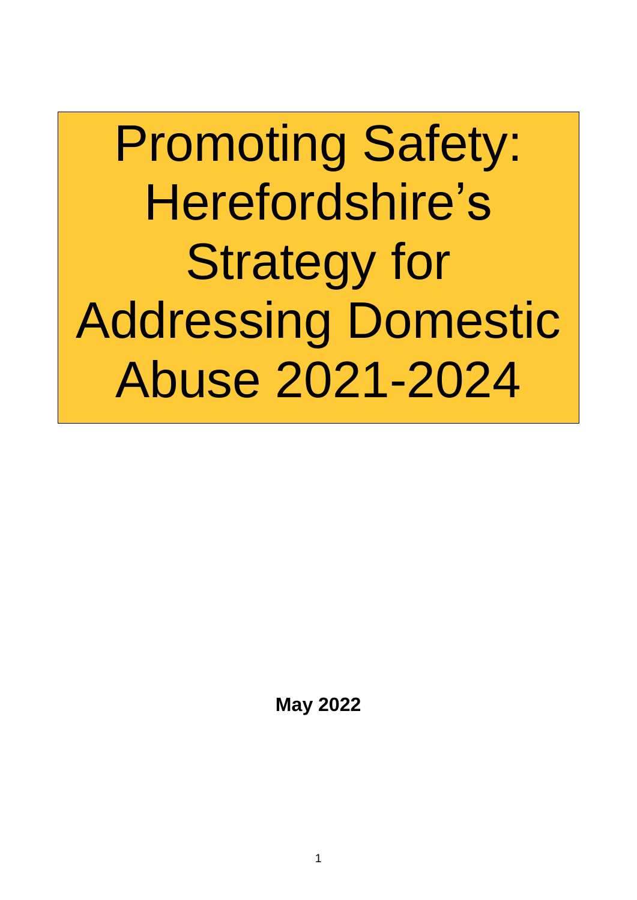# Promoting Safety: Herefordshire's Strategy for Addressing Domestic Abuse 2021-2024

**May 2022**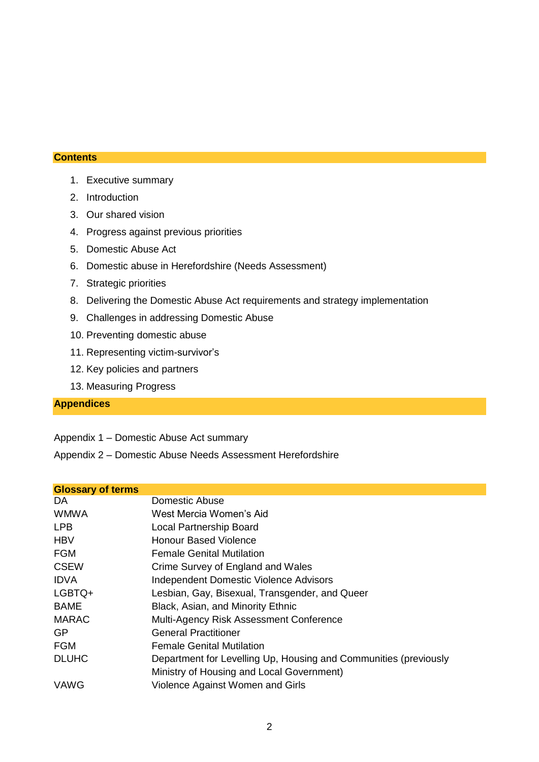## Contents

1. Executive summary
2. Introduction
3. Our shared vision
4. Progress against previous priorities
5. Domestic Abuse Act
6. Domestic abuse in Herefordshire (Needs Assessment)
7. Strategic priorities
8. Delivering the Domestic Abuse Act requirements and strategy implementation
9. Challenges in addressing Domestic Abuse
10. Preventing domestic abuse
11. Representing victim-survivor's
12. Key policies and partners
13. Measuring Progress

## Appendices

Appendix 1 – Domestic Abuse Act summary

Appendix 2 – Domestic Abuse Needs Assessment Herefordshire

## Glossary of terms

| | |
|---|---|
| DA | Domestic Abuse |
| WMWA | West Mercia Women's Aid |
| LPB | Local Partnership Board |
| HBV | Honour Based Violence |
| FGM | Female Genital Mutilation |
| CSEW | Crime Survey of England and Wales |
| IDVA | Independent Domestic Violence Advisors |
| LGBTQ+ | Lesbian, Gay, Bisexual, Transgender, and Queer |
| BAME | Black, Asian, and Minority Ethnic |
| MARAC | Multi-Agency Risk Assessment Conference |
| GP | General Practitioner |
| FGM | Female Genital Mutilation |
| DLUHC | Department for Levelling Up, Housing and Communities (previously Ministry of Housing and Local Government) |
| VAWG | Violence Against Women and Girls |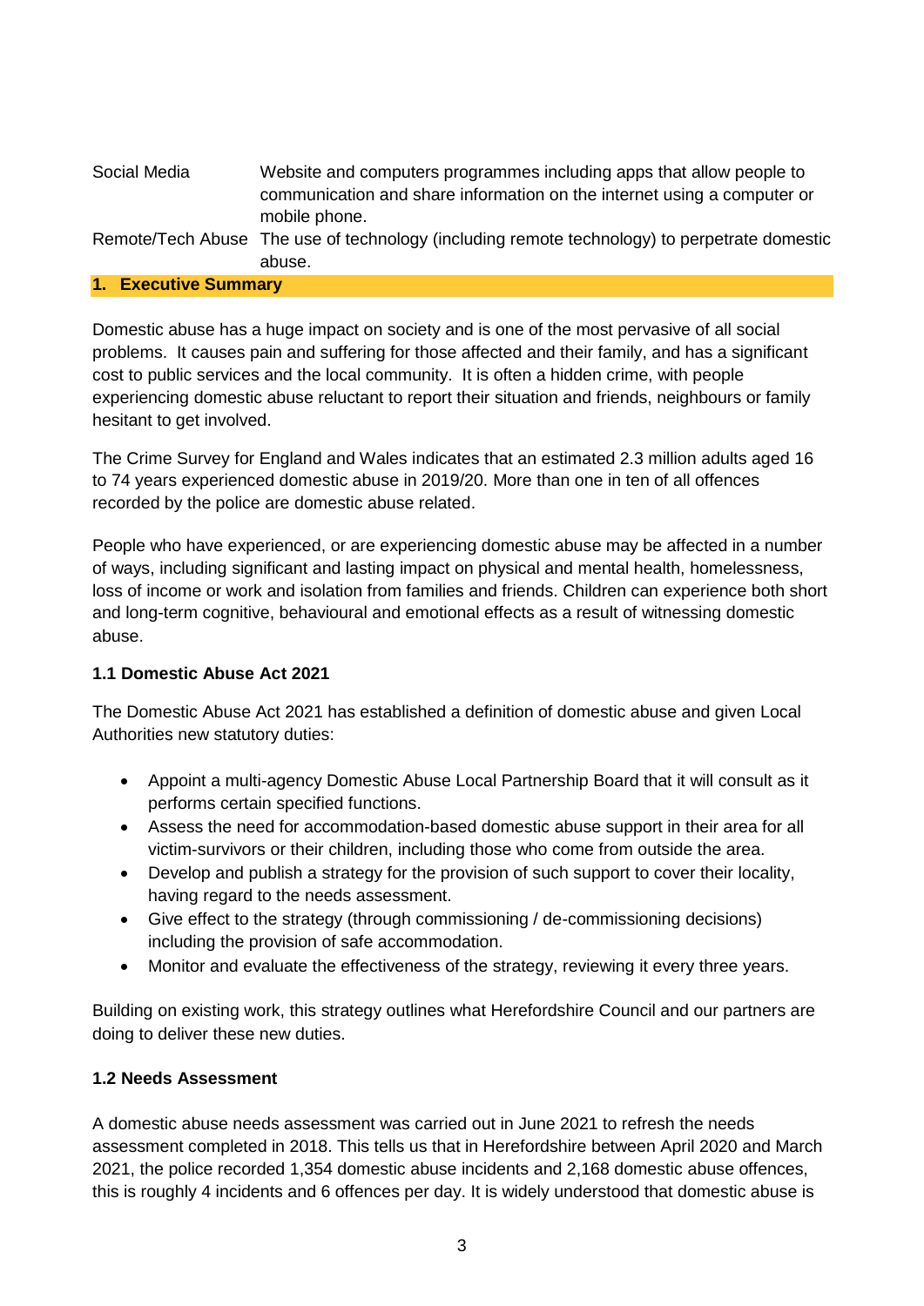| | |
|---|---|
| Social Media | Website and computers programmes including apps that allow people to communication and share information on the internet using a computer or mobile phone. |
| Remote/Tech Abuse | The use of technology (including remote technology) to perpetrate domestic abuse. |

## 1. Executive Summary

Domestic abuse has a huge impact on society and is one of the most pervasive of all social problems. It causes pain and suffering for those affected and their family, and has a significant cost to public services and the local community. It is often a hidden crime, with people experiencing domestic abuse reluctant to report their situation and friends, neighbours or family hesitant to get involved.

The Crime Survey for England and Wales indicates that an estimated 2.3 million adults aged 16 to 74 years experienced domestic abuse in 2019/20. More than one in ten of all offences recorded by the police are domestic abuse related.

People who have experienced, or are experiencing domestic abuse may be affected in a number of ways, including significant and lasting impact on physical and mental health, homelessness, loss of income or work and isolation from families and friends. Children can experience both short and long-term cognitive, behavioural and emotional effects as a result of witnessing domestic abuse.

### 1.1 Domestic Abuse Act 2021

The Domestic Abuse Act 2021 has established a definition of domestic abuse and given Local Authorities new statutory duties:

- Appoint a multi-agency Domestic Abuse Local Partnership Board that it will consult as it performs certain specified functions.
- Assess the need for accommodation-based domestic abuse support in their area for all victim-survivors or their children, including those who come from outside the area.
- Develop and publish a strategy for the provision of such support to cover their locality, having regard to the needs assessment.
- Give effect to the strategy (through commissioning / de-commissioning decisions) including the provision of safe accommodation.
- Monitor and evaluate the effectiveness of the strategy, reviewing it every three years.

Building on existing work, this strategy outlines what Herefordshire Council and our partners are doing to deliver these new duties.

### 1.2 Needs Assessment

A domestic abuse needs assessment was carried out in June 2021 to refresh the needs assessment completed in 2018. This tells us that in Herefordshire between April 2020 and March 2021, the police recorded 1,354 domestic abuse incidents and 2,168 domestic abuse offences, this is roughly 4 incidents and 6 offences per day. It is widely understood that domestic abuse is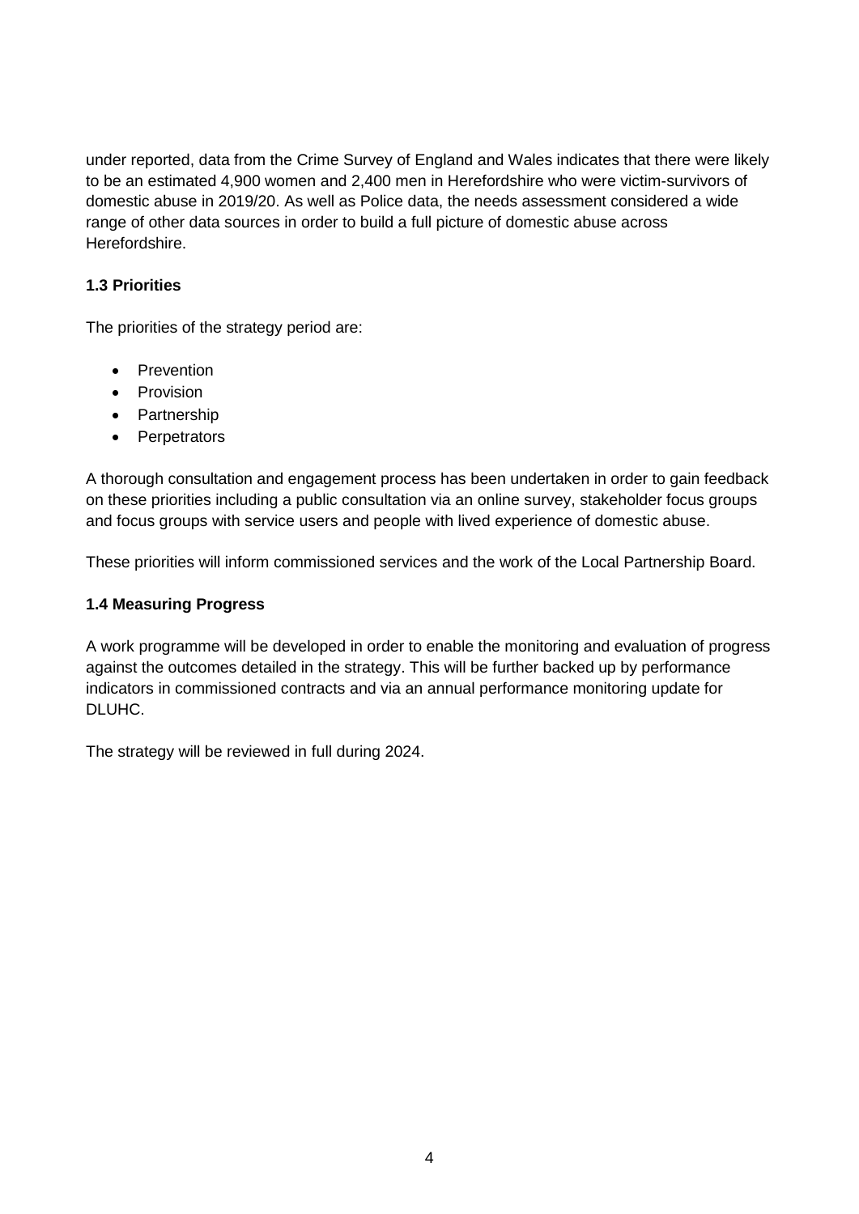under reported, data from the Crime Survey of England and Wales indicates that there were likely to be an estimated 4,900 women and 2,400 men in Herefordshire who were victim-survivors of domestic abuse in 2019/20. As well as Police data, the needs assessment considered a wide range of other data sources in order to build a full picture of domestic abuse across Herefordshire.

### 1.3 Priorities

The priorities of the strategy period are:

- Prevention
- Provision
- Partnership
- Perpetrators

A thorough consultation and engagement process has been undertaken in order to gain feedback on these priorities including a public consultation via an online survey, stakeholder focus groups and focus groups with service users and people with lived experience of domestic abuse.

These priorities will inform commissioned services and the work of the Local Partnership Board.

### 1.4 Measuring Progress

A work programme will be developed in order to enable the monitoring and evaluation of progress against the outcomes detailed in the strategy. This will be further backed up by performance indicators in commissioned contracts and via an annual performance monitoring update for DLUHC.

The strategy will be reviewed in full during 2024.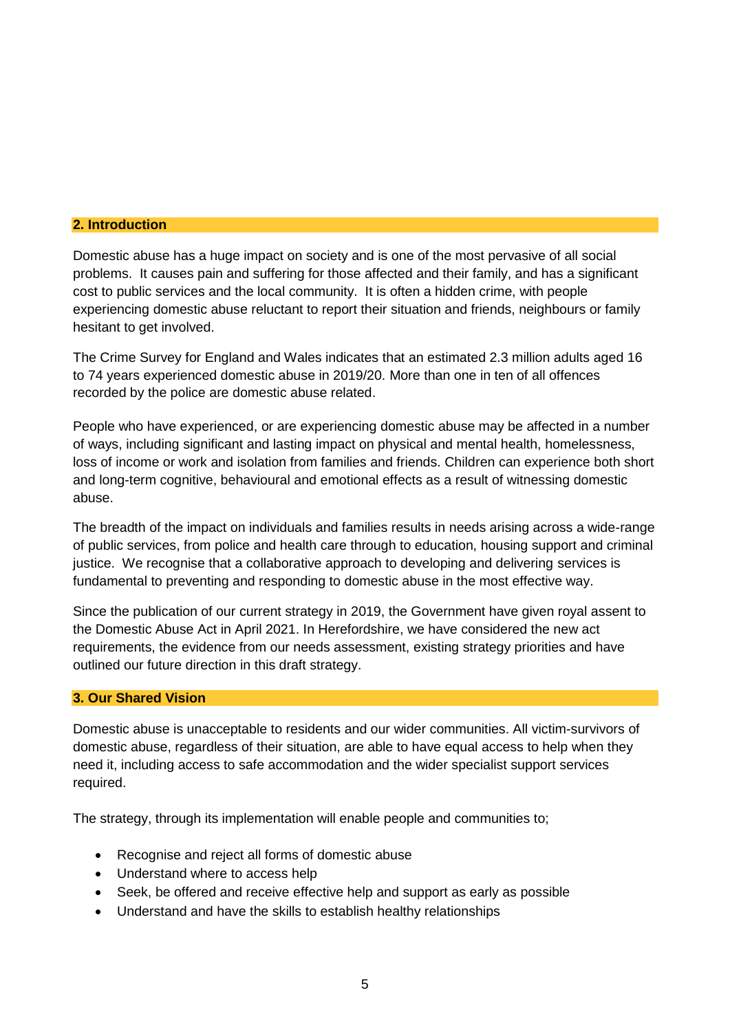## 2. Introduction

Domestic abuse has a huge impact on society and is one of the most pervasive of all social problems. It causes pain and suffering for those affected and their family, and has a significant cost to public services and the local community. It is often a hidden crime, with people experiencing domestic abuse reluctant to report their situation and friends, neighbours or family hesitant to get involved.

The Crime Survey for England and Wales indicates that an estimated 2.3 million adults aged 16 to 74 years experienced domestic abuse in 2019/20. More than one in ten of all offences recorded by the police are domestic abuse related.

People who have experienced, or are experiencing domestic abuse may be affected in a number of ways, including significant and lasting impact on physical and mental health, homelessness, loss of income or work and isolation from families and friends. Children can experience both short and long-term cognitive, behavioural and emotional effects as a result of witnessing domestic abuse.

The breadth of the impact on individuals and families results in needs arising across a wide-range of public services, from police and health care through to education, housing support and criminal justice. We recognise that a collaborative approach to developing and delivering services is fundamental to preventing and responding to domestic abuse in the most effective way.

Since the publication of our current strategy in 2019, the Government have given royal assent to the Domestic Abuse Act in April 2021. In Herefordshire, we have considered the new act requirements, the evidence from our needs assessment, existing strategy priorities and have outlined our future direction in this draft strategy.

## 3. Our Shared Vision

Domestic abuse is unacceptable to residents and our wider communities. All victim-survivors of domestic abuse, regardless of their situation, are able to have equal access to help when they need it, including access to safe accommodation and the wider specialist support services required.

The strategy, through its implementation will enable people and communities to;

- Recognise and reject all forms of domestic abuse
- Understand where to access help
- Seek, be offered and receive effective help and support as early as possible
- Understand and have the skills to establish healthy relationships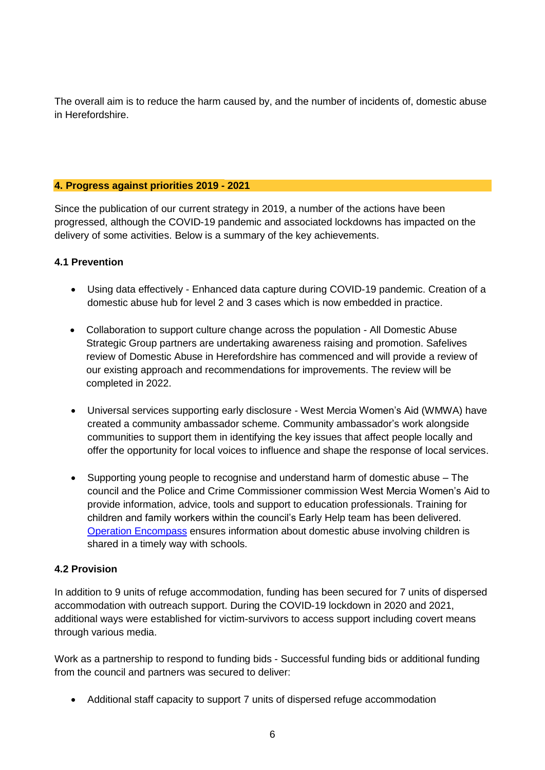The overall aim is to reduce the harm caused by, and the number of incidents of, domestic abuse in Herefordshire.

## 4. Progress against priorities 2019 - 2021

Since the publication of our current strategy in 2019, a number of the actions have been progressed, although the COVID-19 pandemic and associated lockdowns has impacted on the delivery of some activities. Below is a summary of the key achievements.

### 4.1 Prevention

- Using data effectively - Enhanced data capture during COVID-19 pandemic. Creation of a domestic abuse hub for level 2 and 3 cases which is now embedded in practice.
- Collaboration to support culture change across the population - All Domestic Abuse Strategic Group partners are undertaking awareness raising and promotion. Safelives review of Domestic Abuse in Herefordshire has commenced and will provide a review of our existing approach and recommendations for improvements. The review will be completed in 2022.
- Universal services supporting early disclosure - West Mercia Women's Aid (WMWA) have created a community ambassador scheme. Community ambassador's work alongside communities to support them in identifying the key issues that affect people locally and offer the opportunity for local voices to influence and shape the response of local services.
- Supporting young people to recognise and understand harm of domestic abuse – The council and the Police and Crime Commissioner commission West Mercia Women's Aid to provide information, advice, tools and support to education professionals. Training for children and family workers within the council's Early Help team has been delivered. Operation Encompass ensures information about domestic abuse involving children is shared in a timely way with schools.

### 4.2 Provision

In addition to 9 units of refuge accommodation, funding has been secured for 7 units of dispersed accommodation with outreach support. During the COVID-19 lockdown in 2020 and 2021, additional ways were established for victim-survivors to access support including covert means through various media.

Work as a partnership to respond to funding bids - Successful funding bids or additional funding from the council and partners was secured to deliver:

- Additional staff capacity to support 7 units of dispersed refuge accommodation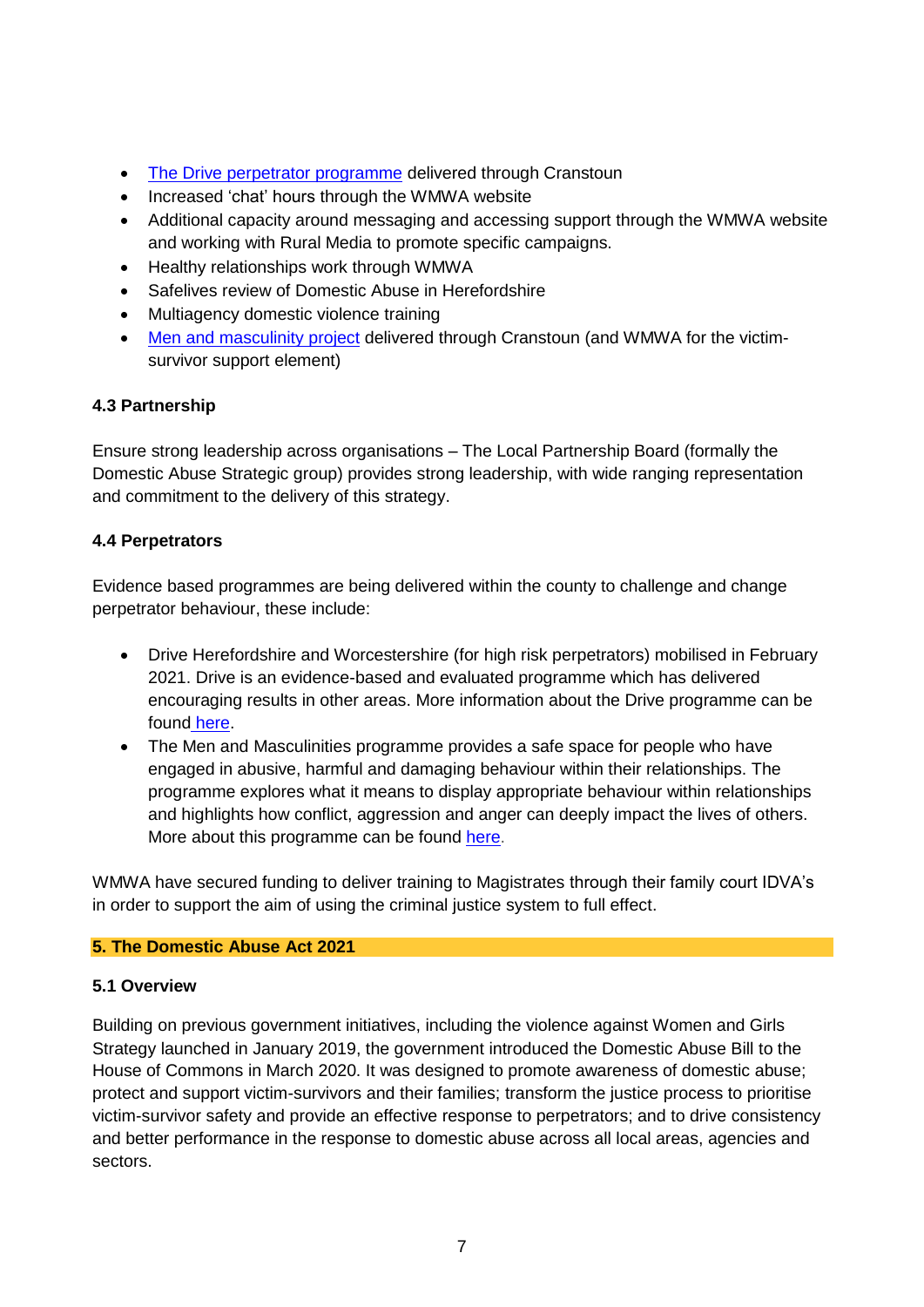- The Drive perpetrator programme delivered through Cranstoun
- Increased 'chat' hours through the WMWA website
- Additional capacity around messaging and accessing support through the WMWA website and working with Rural Media to promote specific campaigns.
- Healthy relationships work through WMWA
- Safelives review of Domestic Abuse in Herefordshire
- Multiagency domestic violence training
- Men and masculinity project delivered through Cranstoun (and WMWA for the victim-survivor support element)

### 4.3 Partnership

Ensure strong leadership across organisations – The Local Partnership Board (formally the Domestic Abuse Strategic group) provides strong leadership, with wide ranging representation and commitment to the delivery of this strategy.

### 4.4 Perpetrators

Evidence based programmes are being delivered within the county to challenge and change perpetrator behaviour, these include:

- Drive Herefordshire and Worcestershire (for high risk perpetrators) mobilised in February 2021. Drive is an evidence-based and evaluated programme which has delivered encouraging results in other areas. More information about the Drive programme can be found here.
- The Men and Masculinities programme provides a safe space for people who have engaged in abusive, harmful and damaging behaviour within their relationships. The programme explores what it means to display appropriate behaviour within relationships and highlights how conflict, aggression and anger can deeply impact the lives of others. More about this programme can be found here.

WMWA have secured funding to deliver training to Magistrates through their family court IDVA's in order to support the aim of using the criminal justice system to full effect.

## 5. The Domestic Abuse Act 2021

### 5.1 Overview

Building on previous government initiatives, including the violence against Women and Girls Strategy launched in January 2019, the government introduced the Domestic Abuse Bill to the House of Commons in March 2020. It was designed to promote awareness of domestic abuse; protect and support victim-survivors and their families; transform the justice process to prioritise victim-survivor safety and provide an effective response to perpetrators; and to drive consistency and better performance in the response to domestic abuse across all local areas, agencies and sectors.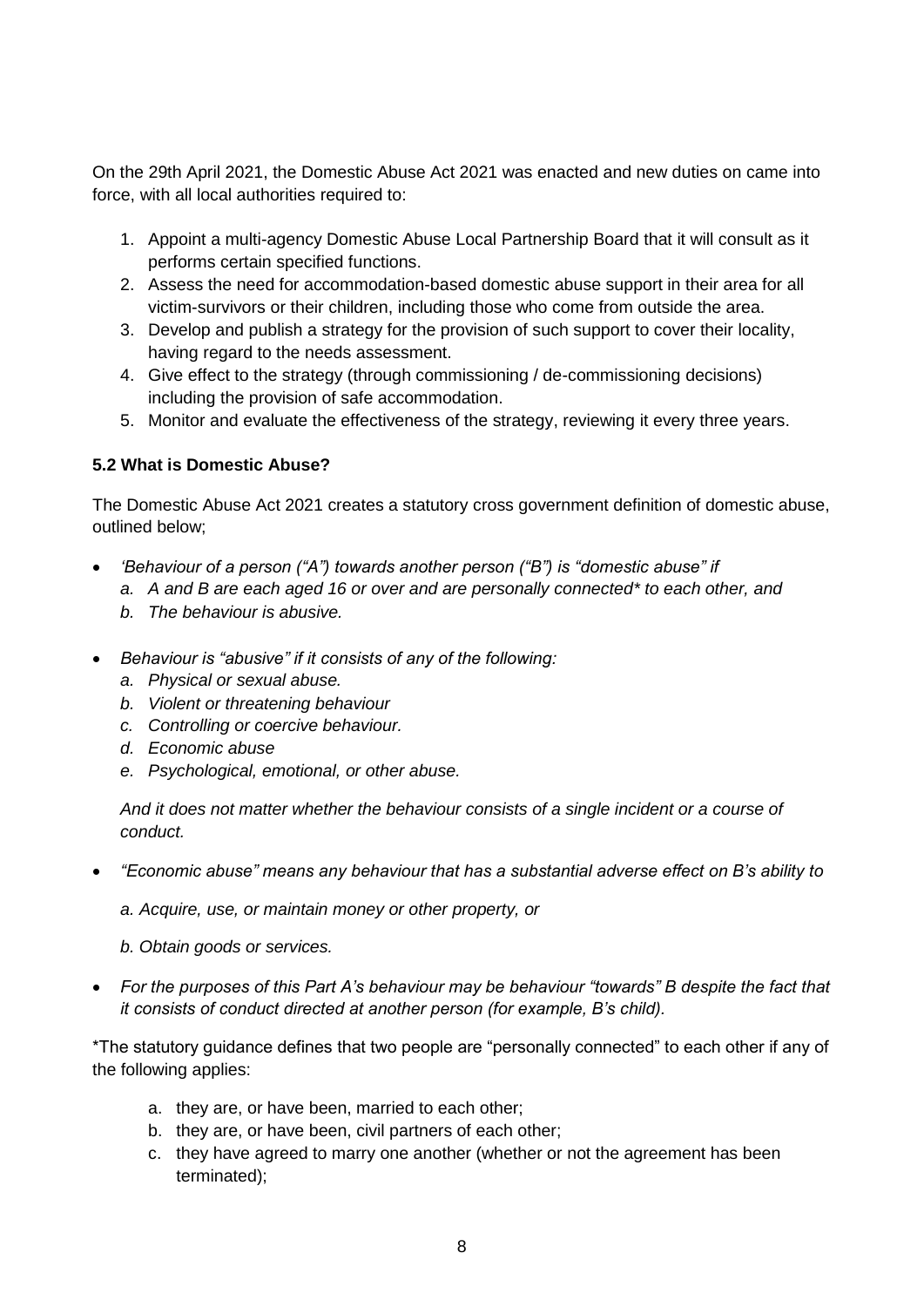On the 29th April 2021, the Domestic Abuse Act 2021 was enacted and new duties on came into force, with all local authorities required to:

1. Appoint a multi-agency Domestic Abuse Local Partnership Board that it will consult as it performs certain specified functions.
2. Assess the need for accommodation-based domestic abuse support in their area for all victim-survivors or their children, including those who come from outside the area.
3. Develop and publish a strategy for the provision of such support to cover their locality, having regard to the needs assessment.
4. Give effect to the strategy (through commissioning / de-commissioning decisions) including the provision of safe accommodation.
5. Monitor and evaluate the effectiveness of the strategy, reviewing it every three years.

**5.2 What is Domestic Abuse?**

The Domestic Abuse Act 2021 creates a statutory cross government definition of domestic abuse, outlined below;

- *'Behaviour of a person ("A") towards another person ("B") is "domestic abuse" if*
  - *a. A and B are each aged 16 or over and are personally connected* to each other, and*
  - *b. The behaviour is abusive.*

- *Behaviour is "abusive" if it consists of any of the following:*
  - *a. Physical or sexual abuse.*
  - *b. Violent or threatening behaviour*
  - *c. Controlling or coercive behaviour.*
  - *d. Economic abuse*
  - *e. Psychological, emotional, or other abuse.*

  *And it does not matter whether the behaviour consists of a single incident or a course of conduct.*

- *"Economic abuse" means any behaviour that has a substantial adverse effect on B's ability to*

  *a. Acquire, use, or maintain money or other property, or*

  *b. Obtain goods or services.*

- *For the purposes of this Part A's behaviour may be behaviour "towards" B despite the fact that it consists of conduct directed at another person (for example, B's child).*

*The statutory guidance defines that two people are "personally connected" to each other if any of the following applies:

a. they are, or have been, married to each other;
b. they are, or have been, civil partners of each other;
c. they have agreed to marry one another (whether or not the agreement has been terminated);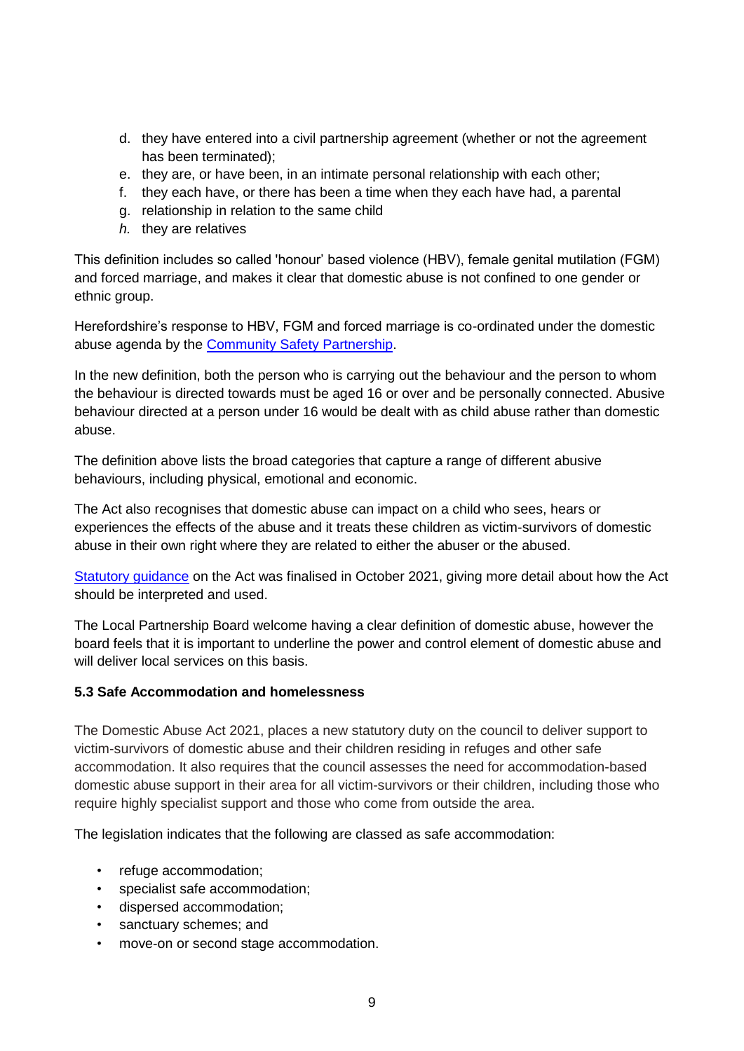d. they have entered into a civil partnership agreement (whether or not the agreement has been terminated);
e. they are, or have been, in an intimate personal relationship with each other;
f. they each have, or there has been a time when they each have had, a parental
g. relationship in relation to the same child
*h.* they are relatives

This definition includes so called 'honour' based violence (HBV), female genital mutilation (FGM) and forced marriage, and makes it clear that domestic abuse is not confined to one gender or ethnic group.

Herefordshire's response to HBV, FGM and forced marriage is co-ordinated under the domestic abuse agenda by the Community Safety Partnership.

In the new definition, both the person who is carrying out the behaviour and the person to whom the behaviour is directed towards must be aged 16 or over and be personally connected. Abusive behaviour directed at a person under 16 would be dealt with as child abuse rather than domestic abuse.

The definition above lists the broad categories that capture a range of different abusive behaviours, including physical, emotional and economic.

The Act also recognises that domestic abuse can impact on a child who sees, hears or experiences the effects of the abuse and it treats these children as victim-survivors of domestic abuse in their own right where they are related to either the abuser or the abused.

Statutory guidance on the Act was finalised in October 2021, giving more detail about how the Act should be interpreted and used.

The Local Partnership Board welcome having a clear definition of domestic abuse, however the board feels that it is important to underline the power and control element of domestic abuse and will deliver local services on this basis.

**5.3 Safe Accommodation and homelessness**

The Domestic Abuse Act 2021, places a new statutory duty on the council to deliver support to victim-survivors of domestic abuse and their children residing in refuges and other safe accommodation. It also requires that the council assesses the need for accommodation-based domestic abuse support in their area for all victim-survivors or their children, including those who require highly specialist support and those who come from outside the area.

The legislation indicates that the following are classed as safe accommodation:

- refuge accommodation;
- specialist safe accommodation;
- dispersed accommodation;
- sanctuary schemes; and
- move-on or second stage accommodation.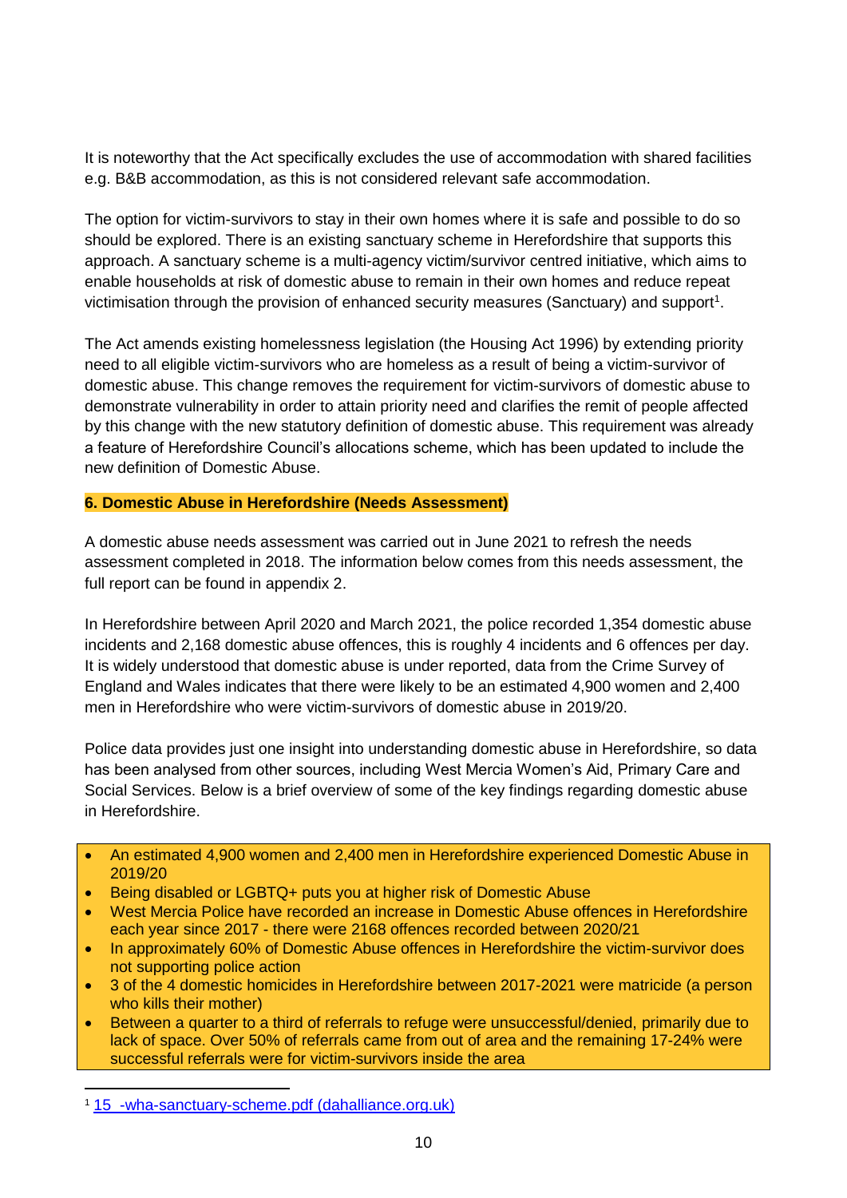It is noteworthy that the Act specifically excludes the use of accommodation with shared facilities e.g. B&B accommodation, as this is not considered relevant safe accommodation.

The option for victim-survivors to stay in their own homes where it is safe and possible to do so should be explored. There is an existing sanctuary scheme in Herefordshire that supports this approach. A sanctuary scheme is a multi-agency victim/survivor centred initiative, which aims to enable households at risk of domestic abuse to remain in their own homes and reduce repeat victimisation through the provision of enhanced security measures (Sanctuary) and support[1].

The Act amends existing homelessness legislation (the Housing Act 1996) by extending priority need to all eligible victim-survivors who are homeless as a result of being a victim-survivor of domestic abuse. This change removes the requirement for victim-survivors of domestic abuse to demonstrate vulnerability in order to attain priority need and clarifies the remit of people affected by this change with the new statutory definition of domestic abuse. This requirement was already a feature of Herefordshire Council's allocations scheme, which has been updated to include the new definition of Domestic Abuse.

## 6. Domestic Abuse in Herefordshire (Needs Assessment)

A domestic abuse needs assessment was carried out in June 2021 to refresh the needs assessment completed in 2018. The information below comes from this needs assessment, the full report can be found in appendix 2.

In Herefordshire between April 2020 and March 2021, the police recorded 1,354 domestic abuse incidents and 2,168 domestic abuse offences, this is roughly 4 incidents and 6 offences per day. It is widely understood that domestic abuse is under reported, data from the Crime Survey of England and Wales indicates that there were likely to be an estimated 4,900 women and 2,400 men in Herefordshire who were victim-survivors of domestic abuse in 2019/20.

Police data provides just one insight into understanding domestic abuse in Herefordshire, so data has been analysed from other sources, including West Mercia Women's Aid, Primary Care and Social Services. Below is a brief overview of some of the key findings regarding domestic abuse in Herefordshire.

- An estimated 4,900 women and 2,400 men in Herefordshire experienced Domestic Abuse in 2019/20
- Being disabled or LGBTQ+ puts you at higher risk of Domestic Abuse
- West Mercia Police have recorded an increase in Domestic Abuse offences in Herefordshire each year since 2017 - there were 2168 offences recorded between 2020/21
- In approximately 60% of Domestic Abuse offences in Herefordshire the victim-survivor does not supporting police action
- 3 of the 4 domestic homicides in Herefordshire between 2017-2021 were matricide (a person who kills their mother)
- Between a quarter to a third of referrals to refuge were unsuccessful/denied, primarily due to lack of space. Over 50% of referrals came from out of area and the remaining 17-24% were successful referrals were for victim-survivors inside the area

[1] 15_-wha-sanctuary-scheme.pdf (dahalliance.org.uk)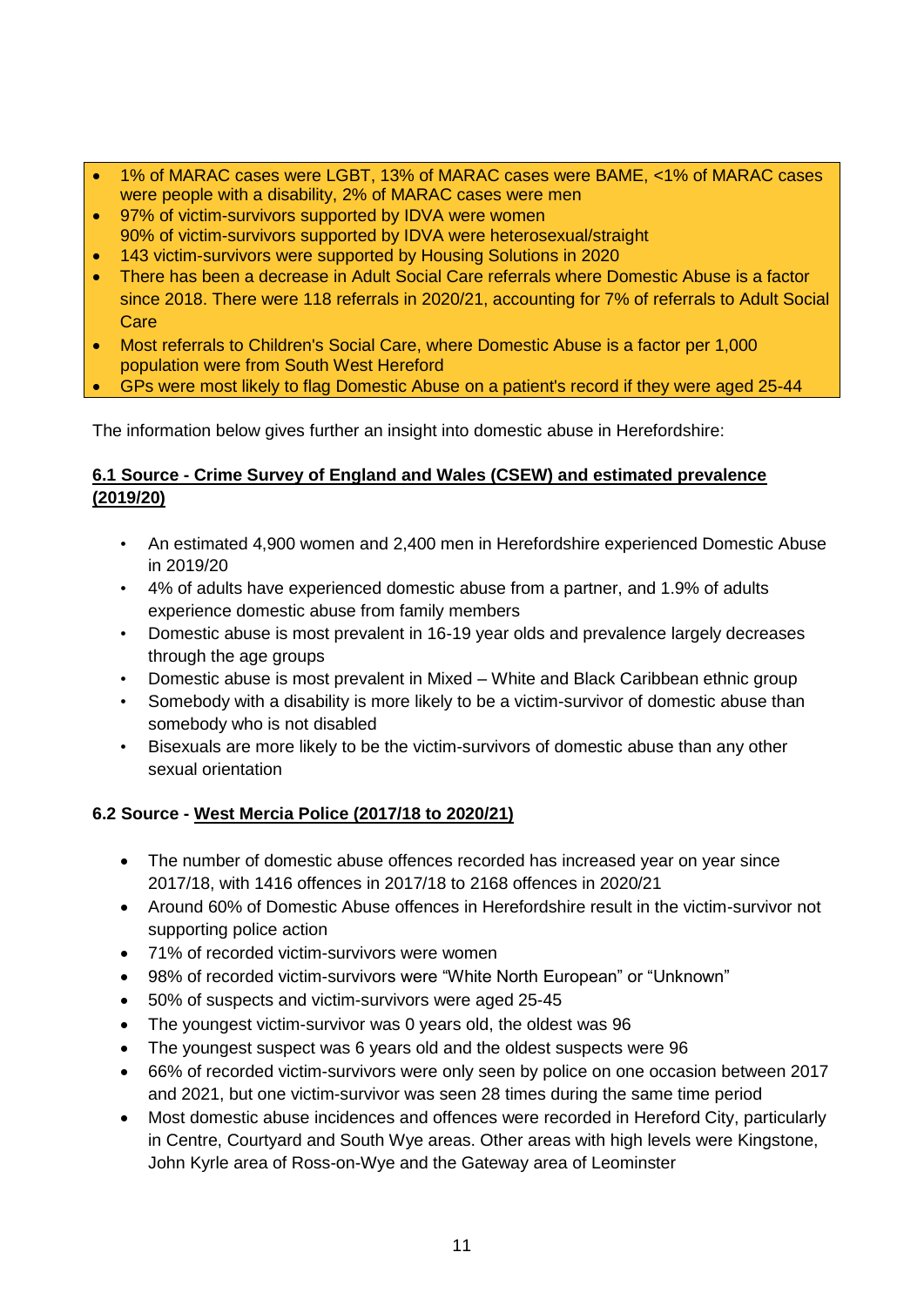- 1% of MARAC cases were LGBT, 13% of MARAC cases were BAME, <1% of MARAC cases were people with a disability, 2% of MARAC cases were men
- 97% of victim-survivors supported by IDVA were women
  90% of victim-survivors supported by IDVA were heterosexual/straight
- 143 victim-survivors were supported by Housing Solutions in 2020
- There has been a decrease in Adult Social Care referrals where Domestic Abuse is a factor since 2018. There were 118 referrals in 2020/21, accounting for 7% of referrals to Adult Social Care
- Most referrals to Children's Social Care, where Domestic Abuse is a factor per 1,000 population were from South West Hereford
- GPs were most likely to flag Domestic Abuse on a patient's record if they were aged 25-44

The information below gives further an insight into domestic abuse in Herefordshire:

### 6.1 Source - Crime Survey of England and Wales (CSEW) and estimated prevalence (2019/20)

- An estimated 4,900 women and 2,400 men in Herefordshire experienced Domestic Abuse in 2019/20
- 4% of adults have experienced domestic abuse from a partner, and 1.9% of adults experience domestic abuse from family members
- Domestic abuse is most prevalent in 16-19 year olds and prevalence largely decreases through the age groups
- Domestic abuse is most prevalent in Mixed – White and Black Caribbean ethnic group
- Somebody with a disability is more likely to be a victim-survivor of domestic abuse than somebody who is not disabled
- Bisexuals are more likely to be the victim-survivors of domestic abuse than any other sexual orientation

### 6.2 Source - West Mercia Police (2017/18 to 2020/21)

- The number of domestic abuse offences recorded has increased year on year since 2017/18, with 1416 offences in 2017/18 to 2168 offences in 2020/21
- Around 60% of Domestic Abuse offences in Herefordshire result in the victim-survivor not supporting police action
- 71% of recorded victim-survivors were women
- 98% of recorded victim-survivors were "White North European" or "Unknown"
- 50% of suspects and victim-survivors were aged 25-45
- The youngest victim-survivor was 0 years old, the oldest was 96
- The youngest suspect was 6 years old and the oldest suspects were 96
- 66% of recorded victim-survivors were only seen by police on one occasion between 2017 and 2021, but one victim-survivor was seen 28 times during the same time period
- Most domestic abuse incidences and offences were recorded in Hereford City, particularly in Centre, Courtyard and South Wye areas. Other areas with high levels were Kingstone, John Kyrle area of Ross-on-Wye and the Gateway area of Leominster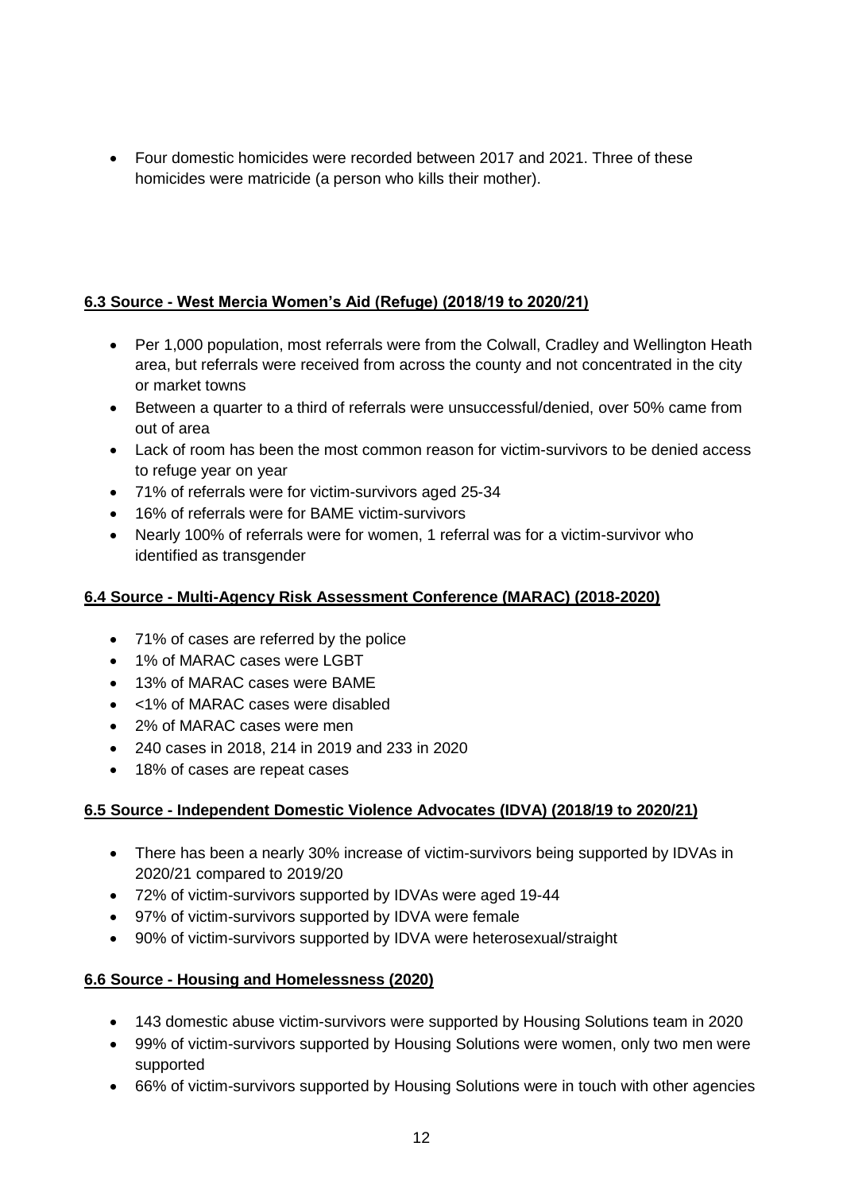- Four domestic homicides were recorded between 2017 and 2021. Three of these homicides were matricide (a person who kills their mother).

### **6.3 Source - West Mercia Women's Aid (Refuge) (2018/19 to 2020/21)**

- Per 1,000 population, most referrals were from the Colwall, Cradley and Wellington Heath area, but referrals were received from across the county and not concentrated in the city or market towns
- Between a quarter to a third of referrals were unsuccessful/denied, over 50% came from out of area
- Lack of room has been the most common reason for victim-survivors to be denied access to refuge year on year
- 71% of referrals were for victim-survivors aged 25-34
- 16% of referrals were for BAME victim-survivors
- Nearly 100% of referrals were for women, 1 referral was for a victim-survivor who identified as transgender

### **6.4 Source - Multi-Agency Risk Assessment Conference (MARAC) (2018-2020)**

- 71% of cases are referred by the police
- 1% of MARAC cases were LGBT
- 13% of MARAC cases were BAME
- <1% of MARAC cases were disabled
- 2% of MARAC cases were men
- 240 cases in 2018, 214 in 2019 and 233 in 2020
- 18% of cases are repeat cases

### **6.5 Source - Independent Domestic Violence Advocates (IDVA) (2018/19 to 2020/21)**

- There has been a nearly 30% increase of victim-survivors being supported by IDVAs in 2020/21 compared to 2019/20
- 72% of victim-survivors supported by IDVAs were aged 19-44
- 97% of victim-survivors supported by IDVA were female
- 90% of victim-survivors supported by IDVA were heterosexual/straight

### **6.6 Source - Housing and Homelessness (2020)**

- 143 domestic abuse victim-survivors were supported by Housing Solutions team in 2020
- 99% of victim-survivors supported by Housing Solutions were women, only two men were supported
- 66% of victim-survivors supported by Housing Solutions were in touch with other agencies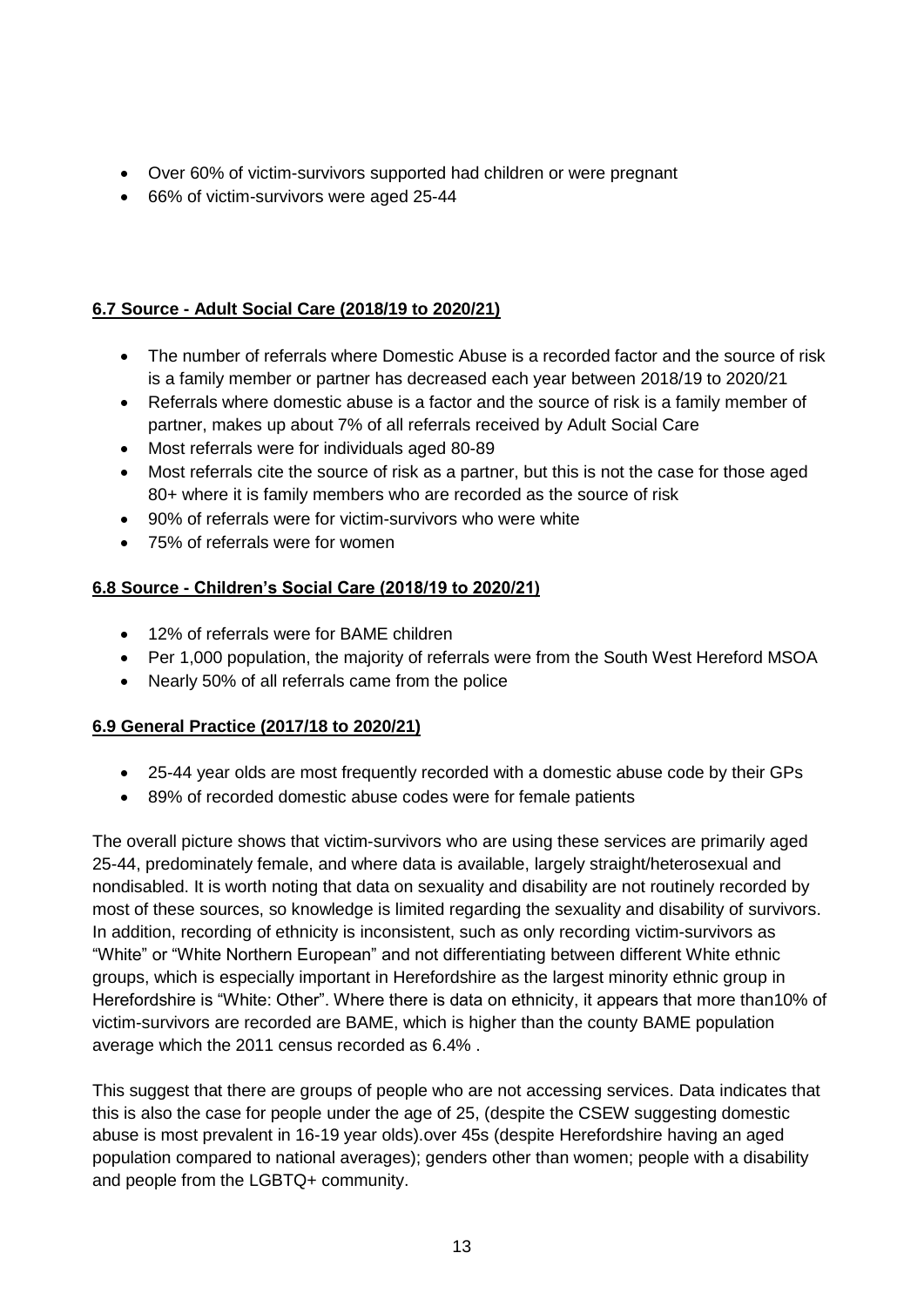- Over 60% of victim-survivors supported had children or were pregnant
- 66% of victim-survivors were aged 25-44

### **6.7 Source - Adult Social Care (2018/19 to 2020/21)**

- The number of referrals where Domestic Abuse is a recorded factor and the source of risk is a family member or partner has decreased each year between 2018/19 to 2020/21
- Referrals where domestic abuse is a factor and the source of risk is a family member of partner, makes up about 7% of all referrals received by Adult Social Care
- Most referrals were for individuals aged 80-89
- Most referrals cite the source of risk as a partner, but this is not the case for those aged 80+ where it is family members who are recorded as the source of risk
- 90% of referrals were for victim-survivors who were white
- 75% of referrals were for women

### **6.8 Source - Children's Social Care (2018/19 to 2020/21)**

- 12% of referrals were for BAME children
- Per 1,000 population, the majority of referrals were from the South West Hereford MSOA
- Nearly 50% of all referrals came from the police

### **6.9 General Practice (2017/18 to 2020/21)**

- 25-44 year olds are most frequently recorded with a domestic abuse code by their GPs
- 89% of recorded domestic abuse codes were for female patients

The overall picture shows that victim-survivors who are using these services are primarily aged 25-44, predominately female, and where data is available, largely straight/heterosexual and nondisabled. It is worth noting that data on sexuality and disability are not routinely recorded by most of these sources, so knowledge is limited regarding the sexuality and disability of survivors. In addition, recording of ethnicity is inconsistent, such as only recording victim-survivors as "White" or "White Northern European" and not differentiating between different White ethnic groups, which is especially important in Herefordshire as the largest minority ethnic group in Herefordshire is "White: Other". Where there is data on ethnicity, it appears that more than10% of victim-survivors are recorded are BAME, which is higher than the county BAME population average which the 2011 census recorded as 6.4% .

This suggest that there are groups of people who are not accessing services. Data indicates that this is also the case for people under the age of 25, (despite the CSEW suggesting domestic abuse is most prevalent in 16-19 year olds).over 45s (despite Herefordshire having an aged population compared to national averages); genders other than women; people with a disability and people from the LGBTQ+ community.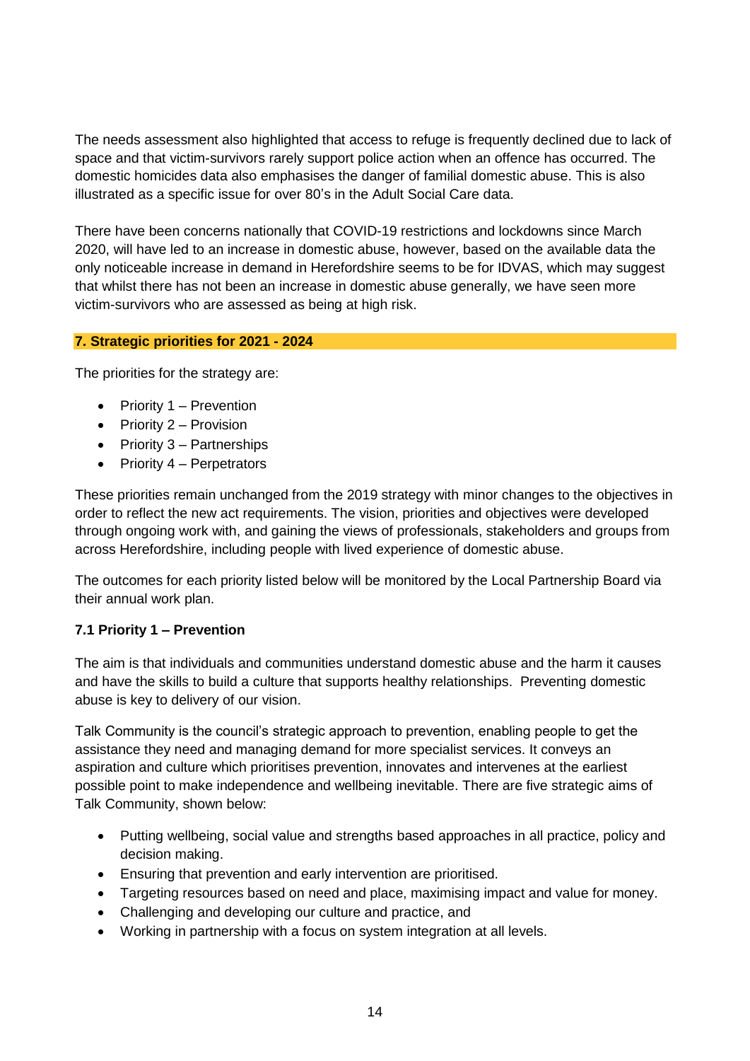The needs assessment also highlighted that access to refuge is frequently declined due to lack of space and that victim-survivors rarely support police action when an offence has occurred. The domestic homicides data also emphasises the danger of familial domestic abuse. This is also illustrated as a specific issue for over 80's in the Adult Social Care data.

There have been concerns nationally that COVID-19 restrictions and lockdowns since March 2020, will have led to an increase in domestic abuse, however, based on the available data the only noticeable increase in demand in Herefordshire seems to be for IDVAS, which may suggest that whilst there has not been an increase in domestic abuse generally, we have seen more victim-survivors who are assessed as being at high risk.

## 7. Strategic priorities for 2021 - 2024

The priorities for the strategy are:

- Priority 1 – Prevention
- Priority 2 – Provision
- Priority 3 – Partnerships
- Priority 4 – Perpetrators

These priorities remain unchanged from the 2019 strategy with minor changes to the objectives in order to reflect the new act requirements. The vision, priorities and objectives were developed through ongoing work with, and gaining the views of professionals, stakeholders and groups from across Herefordshire, including people with lived experience of domestic abuse.

The outcomes for each priority listed below will be monitored by the Local Partnership Board via their annual work plan.

### 7.1 Priority 1 – Prevention

The aim is that individuals and communities understand domestic abuse and the harm it causes and have the skills to build a culture that supports healthy relationships. Preventing domestic abuse is key to delivery of our vision.

Talk Community is the council's strategic approach to prevention, enabling people to get the assistance they need and managing demand for more specialist services. It conveys an aspiration and culture which prioritises prevention, innovates and intervenes at the earliest possible point to make independence and wellbeing inevitable. There are five strategic aims of Talk Community, shown below:

- Putting wellbeing, social value and strengths based approaches in all practice, policy and decision making.
- Ensuring that prevention and early intervention are prioritised.
- Targeting resources based on need and place, maximising impact and value for money.
- Challenging and developing our culture and practice, and
- Working in partnership with a focus on system integration at all levels.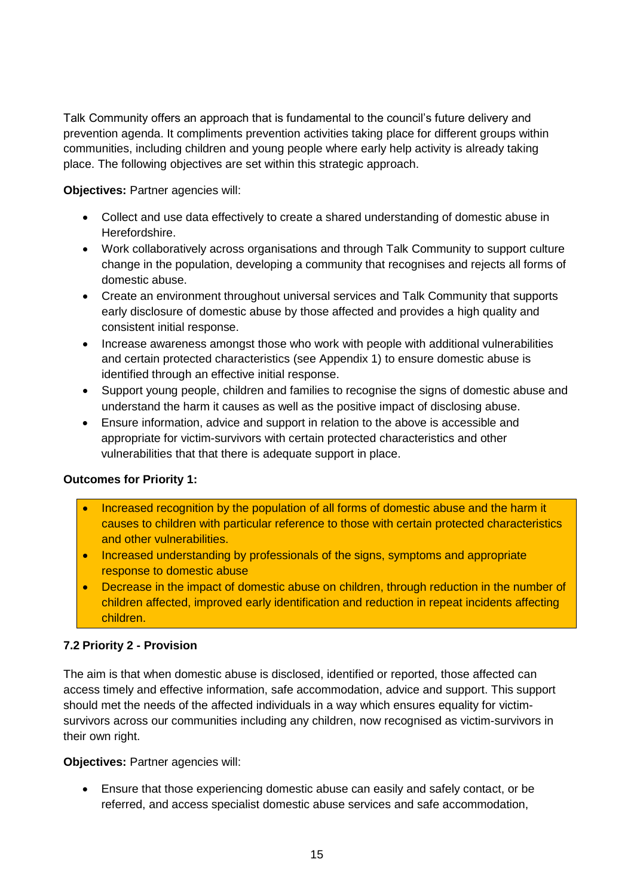Talk Community offers an approach that is fundamental to the council's future delivery and prevention agenda. It compliments prevention activities taking place for different groups within communities, including children and young people where early help activity is already taking place. The following objectives are set within this strategic approach.

**Objectives:** Partner agencies will:

- Collect and use data effectively to create a shared understanding of domestic abuse in Herefordshire.
- Work collaboratively across organisations and through Talk Community to support culture change in the population, developing a community that recognises and rejects all forms of domestic abuse.
- Create an environment throughout universal services and Talk Community that supports early disclosure of domestic abuse by those affected and provides a high quality and consistent initial response.
- Increase awareness amongst those who work with people with additional vulnerabilities and certain protected characteristics (see Appendix 1) to ensure domestic abuse is identified through an effective initial response.
- Support young people, children and families to recognise the signs of domestic abuse and understand the harm it causes as well as the positive impact of disclosing abuse.
- Ensure information, advice and support in relation to the above is accessible and appropriate for victim-survivors with certain protected characteristics and other vulnerabilities that that there is adequate support in place.

**Outcomes for Priority 1:**

- Increased recognition by the population of all forms of domestic abuse and the harm it causes to children with particular reference to those with certain protected characteristics and other vulnerabilities.
- Increased understanding by professionals of the signs, symptoms and appropriate response to domestic abuse
- Decrease in the impact of domestic abuse on children, through reduction in the number of children affected, improved early identification and reduction in repeat incidents affecting children.

### 7.2 Priority 2 - Provision

The aim is that when domestic abuse is disclosed, identified or reported, those affected can access timely and effective information, safe accommodation, advice and support. This support should met the needs of the affected individuals in a way which ensures equality for victim-survivors across our communities including any children, now recognised as victim-survivors in their own right.

**Objectives:** Partner agencies will:

- Ensure that those experiencing domestic abuse can easily and safely contact, or be referred, and access specialist domestic abuse services and safe accommodation,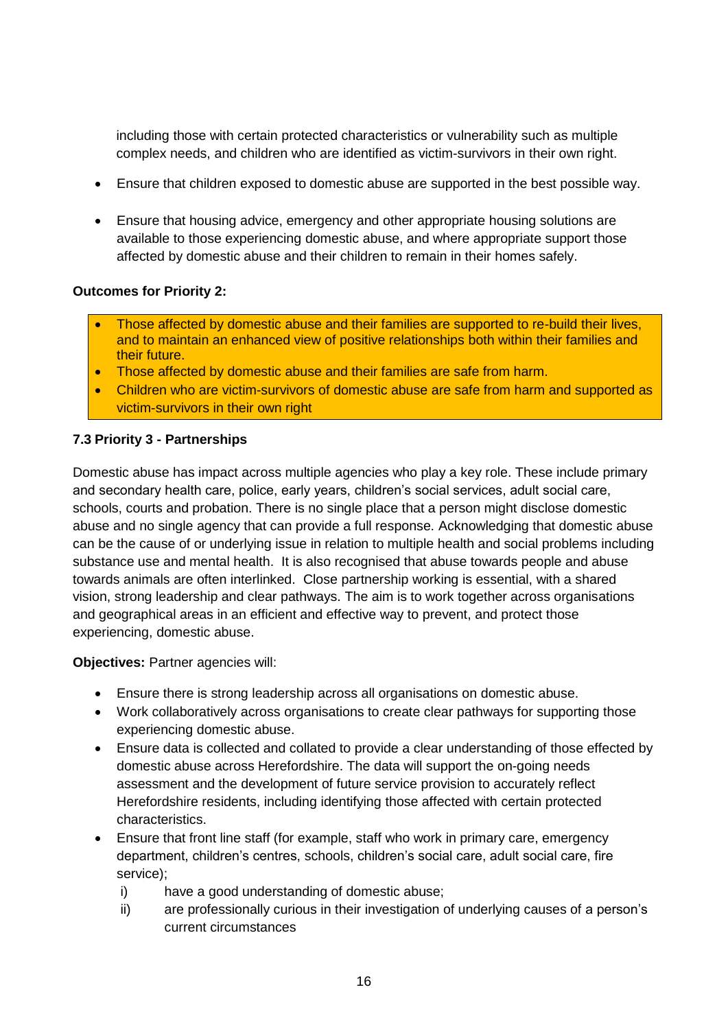including those with certain protected characteristics or vulnerability such as multiple complex needs, and children who are identified as victim-survivors in their own right.

- Ensure that children exposed to domestic abuse are supported in the best possible way.

- Ensure that housing advice, emergency and other appropriate housing solutions are available to those experiencing domestic abuse, and where appropriate support those affected by domestic abuse and their children to remain in their homes safely.

**Outcomes for Priority 2:**

- Those affected by domestic abuse and their families are supported to re-build their lives, and to maintain an enhanced view of positive relationships both within their families and their future.
- Those affected by domestic abuse and their families are safe from harm.
- Children who are victim-survivors of domestic abuse are safe from harm and supported as victim-survivors in their own right

### 7.3 Priority 3 - Partnerships

Domestic abuse has impact across multiple agencies who play a key role. These include primary and secondary health care, police, early years, children's social services, adult social care, schools, courts and probation. There is no single place that a person might disclose domestic abuse and no single agency that can provide a full response. Acknowledging that domestic abuse can be the cause of or underlying issue in relation to multiple health and social problems including substance use and mental health. It is also recognised that abuse towards people and abuse towards animals are often interlinked. Close partnership working is essential, with a shared vision, strong leadership and clear pathways. The aim is to work together across organisations and geographical areas in an efficient and effective way to prevent, and protect those experiencing, domestic abuse.

**Objectives:** Partner agencies will:

- Ensure there is strong leadership across all organisations on domestic abuse.
- Work collaboratively across organisations to create clear pathways for supporting those experiencing domestic abuse.
- Ensure data is collected and collated to provide a clear understanding of those effected by domestic abuse across Herefordshire. The data will support the on-going needs assessment and the development of future service provision to accurately reflect Herefordshire residents, including identifying those affected with certain protected characteristics.
- Ensure that front line staff (for example, staff who work in primary care, emergency department, children's centres, schools, children's social care, adult social care, fire service);
  - i) have a good understanding of domestic abuse;
  - ii) are professionally curious in their investigation of underlying causes of a person's current circumstances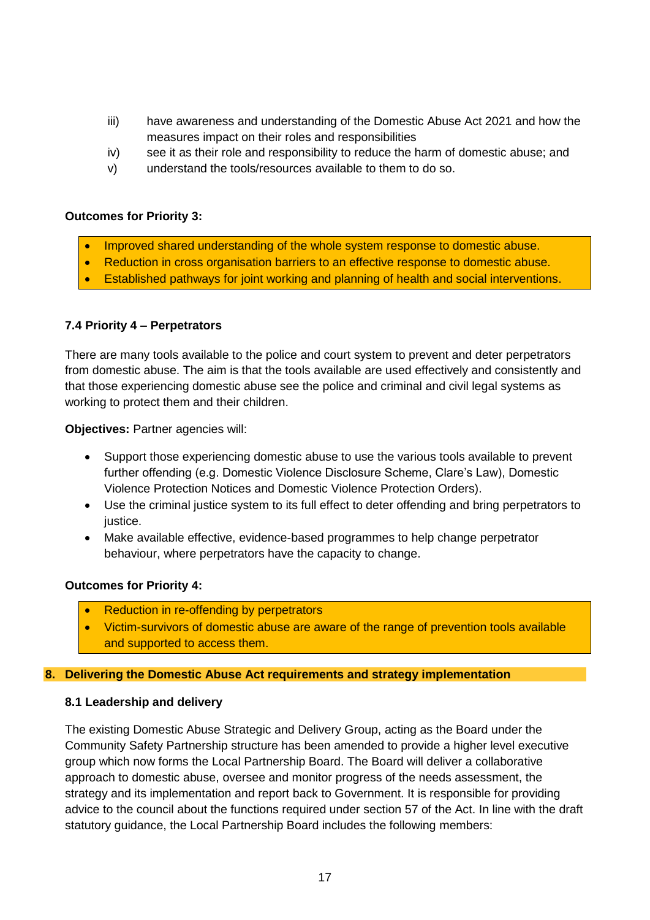iii) have awareness and understanding of the Domestic Abuse Act 2021 and how the measures impact on their roles and responsibilities

iv) see it as their role and responsibility to reduce the harm of domestic abuse; and

v) understand the tools/resources available to them to do so.

**Outcomes for Priority 3:**

- Improved shared understanding of the whole system response to domestic abuse.
- Reduction in cross organisation barriers to an effective response to domestic abuse.
- Established pathways for joint working and planning of health and social interventions.

### 7.4 Priority 4 – Perpetrators

There are many tools available to the police and court system to prevent and deter perpetrators from domestic abuse. The aim is that the tools available are used effectively and consistently and that those experiencing domestic abuse see the police and criminal and civil legal systems as working to protect them and their children.

**Objectives:** Partner agencies will:

- Support those experiencing domestic abuse to use the various tools available to prevent further offending (e.g. Domestic Violence Disclosure Scheme, Clare's Law), Domestic Violence Protection Notices and Domestic Violence Protection Orders).
- Use the criminal justice system to its full effect to deter offending and bring perpetrators to justice.
- Make available effective, evidence-based programmes to help change perpetrator behaviour, where perpetrators have the capacity to change.

**Outcomes for Priority 4:**

- Reduction in re-offending by perpetrators
- Victim-survivors of domestic abuse are aware of the range of prevention tools available and supported to access them.

## 8. Delivering the Domestic Abuse Act requirements and strategy implementation

### 8.1 Leadership and delivery

The existing Domestic Abuse Strategic and Delivery Group, acting as the Board under the Community Safety Partnership structure has been amended to provide a higher level executive group which now forms the Local Partnership Board. The Board will deliver a collaborative approach to domestic abuse, oversee and monitor progress of the needs assessment, the strategy and its implementation and report back to Government. It is responsible for providing advice to the council about the functions required under section 57 of the Act. In line with the draft statutory guidance, the Local Partnership Board includes the following members: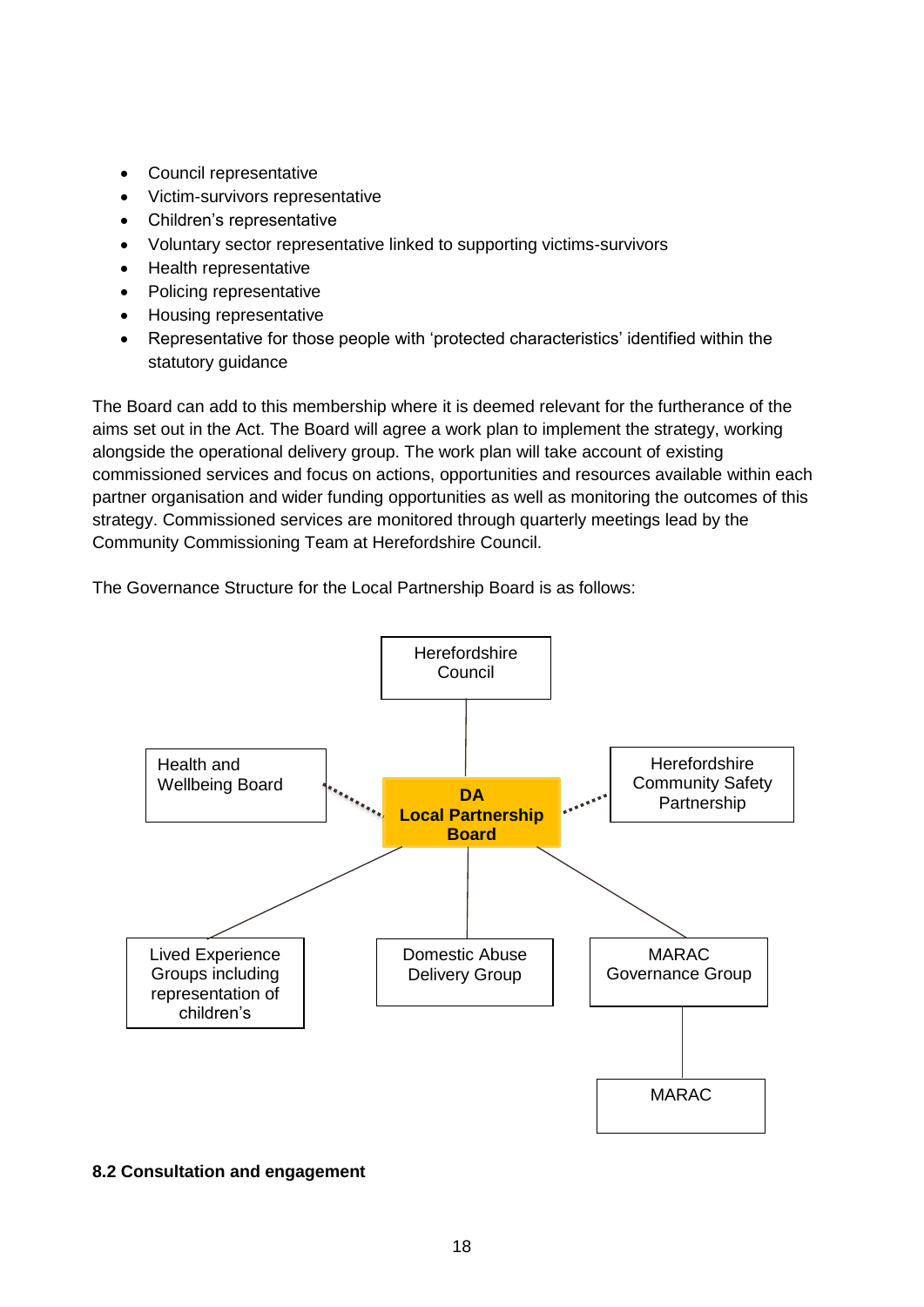- Council representative
- Victim-survivors representative
- Children's representative
- Voluntary sector representative linked to supporting victims-survivors
- Health representative
- Policing representative
- Housing representative
- Representative for those people with 'protected characteristics' identified within the statutory guidance

The Board can add to this membership where it is deemed relevant for the furtherance of the aims set out in the Act. The Board will agree a work plan to implement the strategy, working alongside the operational delivery group. The work plan will take account of existing commissioned services and focus on actions, opportunities and resources available within each partner organisation and wider funding opportunities as well as monitoring the outcomes of this strategy. Commissioned services are monitored through quarterly meetings lead by the Community Commissioning Team at Herefordshire Council.

The Governance Structure for the Local Partnership Board is as follows:

Herefordshire Council

Health and Wellbeing Board

**DA Local Partnership Board**

Herefordshire Community Safety Partnership

Lived Experience Groups including representation of children's

Domestic Abuse Delivery Group

MARAC Governance Group

MARAC

**8.2 Consultation and engagement**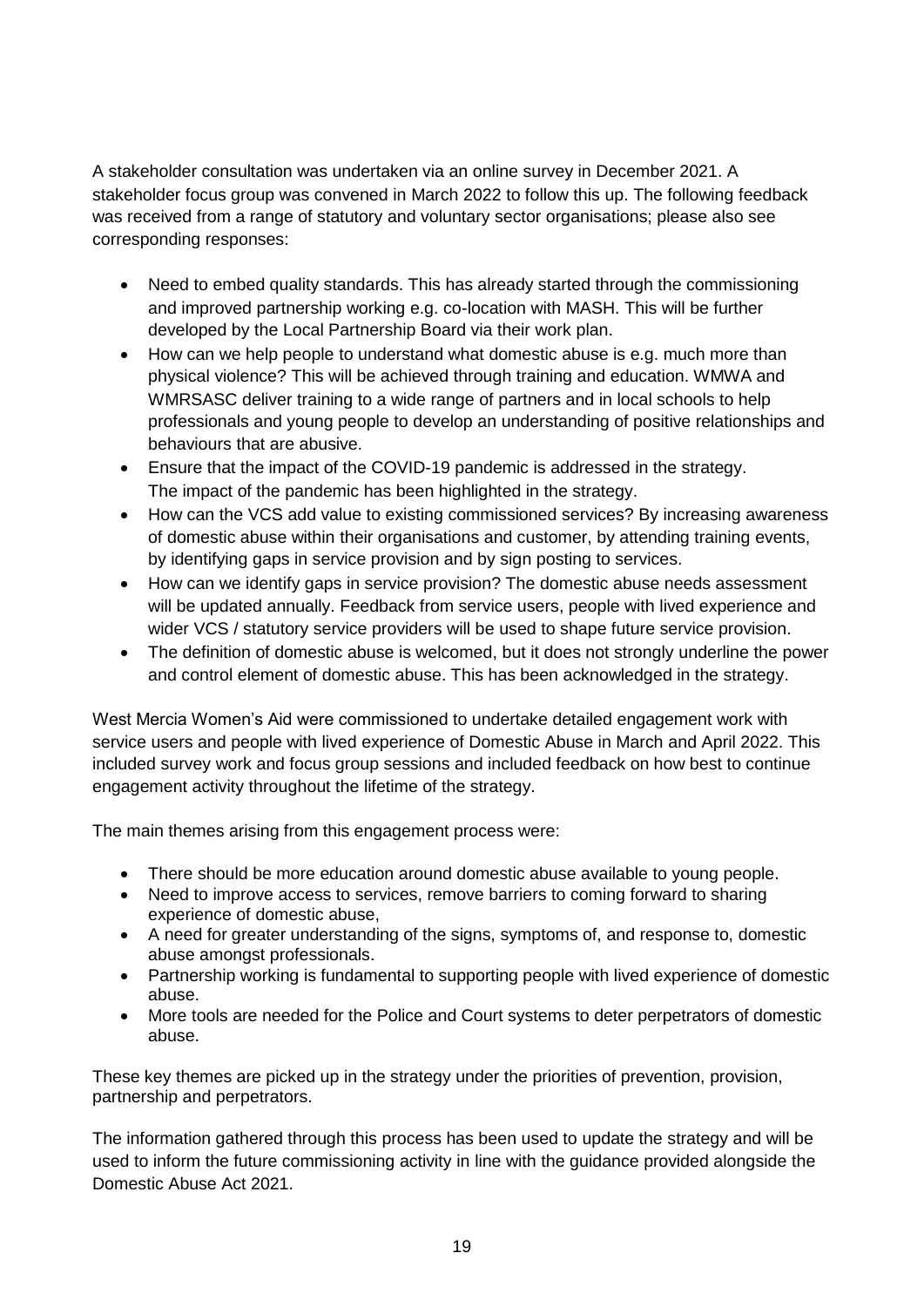A stakeholder consultation was undertaken via an online survey in December 2021. A stakeholder focus group was convened in March 2022 to follow this up. The following feedback was received from a range of statutory and voluntary sector organisations; please also see corresponding responses:

- Need to embed quality standards. This has already started through the commissioning and improved partnership working e.g. co-location with MASH. This will be further developed by the Local Partnership Board via their work plan.
- How can we help people to understand what domestic abuse is e.g. much more than physical violence? This will be achieved through training and education. WMWA and WMRSASC deliver training to a wide range of partners and in local schools to help professionals and young people to develop an understanding of positive relationships and behaviours that are abusive.
- Ensure that the impact of the COVID-19 pandemic is addressed in the strategy. The impact of the pandemic has been highlighted in the strategy.
- How can the VCS add value to existing commissioned services? By increasing awareness of domestic abuse within their organisations and customer, by attending training events, by identifying gaps in service provision and by sign posting to services.
- How can we identify gaps in service provision? The domestic abuse needs assessment will be updated annually. Feedback from service users, people with lived experience and wider VCS / statutory service providers will be used to shape future service provision.
- The definition of domestic abuse is welcomed, but it does not strongly underline the power and control element of domestic abuse. This has been acknowledged in the strategy.

West Mercia Women's Aid were commissioned to undertake detailed engagement work with service users and people with lived experience of Domestic Abuse in March and April 2022. This included survey work and focus group sessions and included feedback on how best to continue engagement activity throughout the lifetime of the strategy.

The main themes arising from this engagement process were:

- There should be more education around domestic abuse available to young people.
- Need to improve access to services, remove barriers to coming forward to sharing experience of domestic abuse,
- A need for greater understanding of the signs, symptoms of, and response to, domestic abuse amongst professionals.
- Partnership working is fundamental to supporting people with lived experience of domestic abuse.
- More tools are needed for the Police and Court systems to deter perpetrators of domestic abuse.

These key themes are picked up in the strategy under the priorities of prevention, provision, partnership and perpetrators.

The information gathered through this process has been used to update the strategy and will be used to inform the future commissioning activity in line with the guidance provided alongside the Domestic Abuse Act 2021.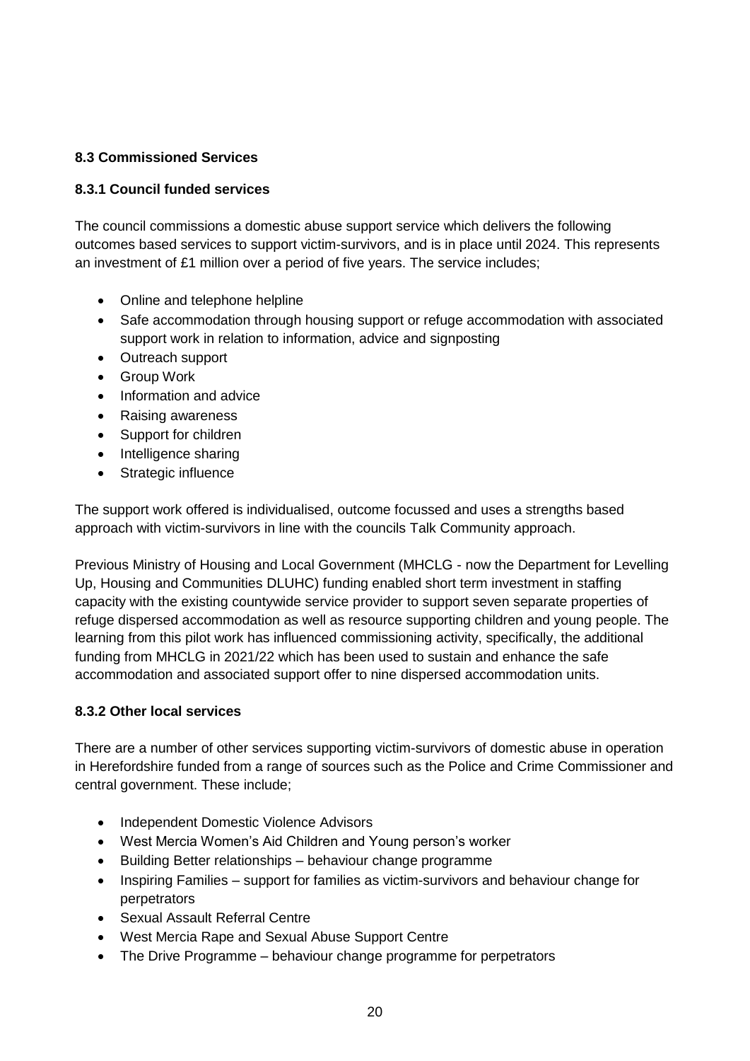### 8.3 Commissioned Services

#### 8.3.1 Council funded services

The council commissions a domestic abuse support service which delivers the following outcomes based services to support victim-survivors, and is in place until 2024. This represents an investment of £1 million over a period of five years. The service includes;

- Online and telephone helpline
- Safe accommodation through housing support or refuge accommodation with associated support work in relation to information, advice and signposting
- Outreach support
- Group Work
- Information and advice
- Raising awareness
- Support for children
- Intelligence sharing
- Strategic influence

The support work offered is individualised, outcome focussed and uses a strengths based approach with victim-survivors in line with the councils Talk Community approach.

Previous Ministry of Housing and Local Government (MHCLG - now the Department for Levelling Up, Housing and Communities DLUHC) funding enabled short term investment in staffing capacity with the existing countywide service provider to support seven separate properties of refuge dispersed accommodation as well as resource supporting children and young people. The learning from this pilot work has influenced commissioning activity, specifically, the additional funding from MHCLG in 2021/22 which has been used to sustain and enhance the safe accommodation and associated support offer to nine dispersed accommodation units.

#### 8.3.2 Other local services

There are a number of other services supporting victim-survivors of domestic abuse in operation in Herefordshire funded from a range of sources such as the Police and Crime Commissioner and central government. These include;

- Independent Domestic Violence Advisors
- West Mercia Women's Aid Children and Young person's worker
- Building Better relationships – behaviour change programme
- Inspiring Families – support for families as victim-survivors and behaviour change for perpetrators
- Sexual Assault Referral Centre
- West Mercia Rape and Sexual Abuse Support Centre
- The Drive Programme – behaviour change programme for perpetrators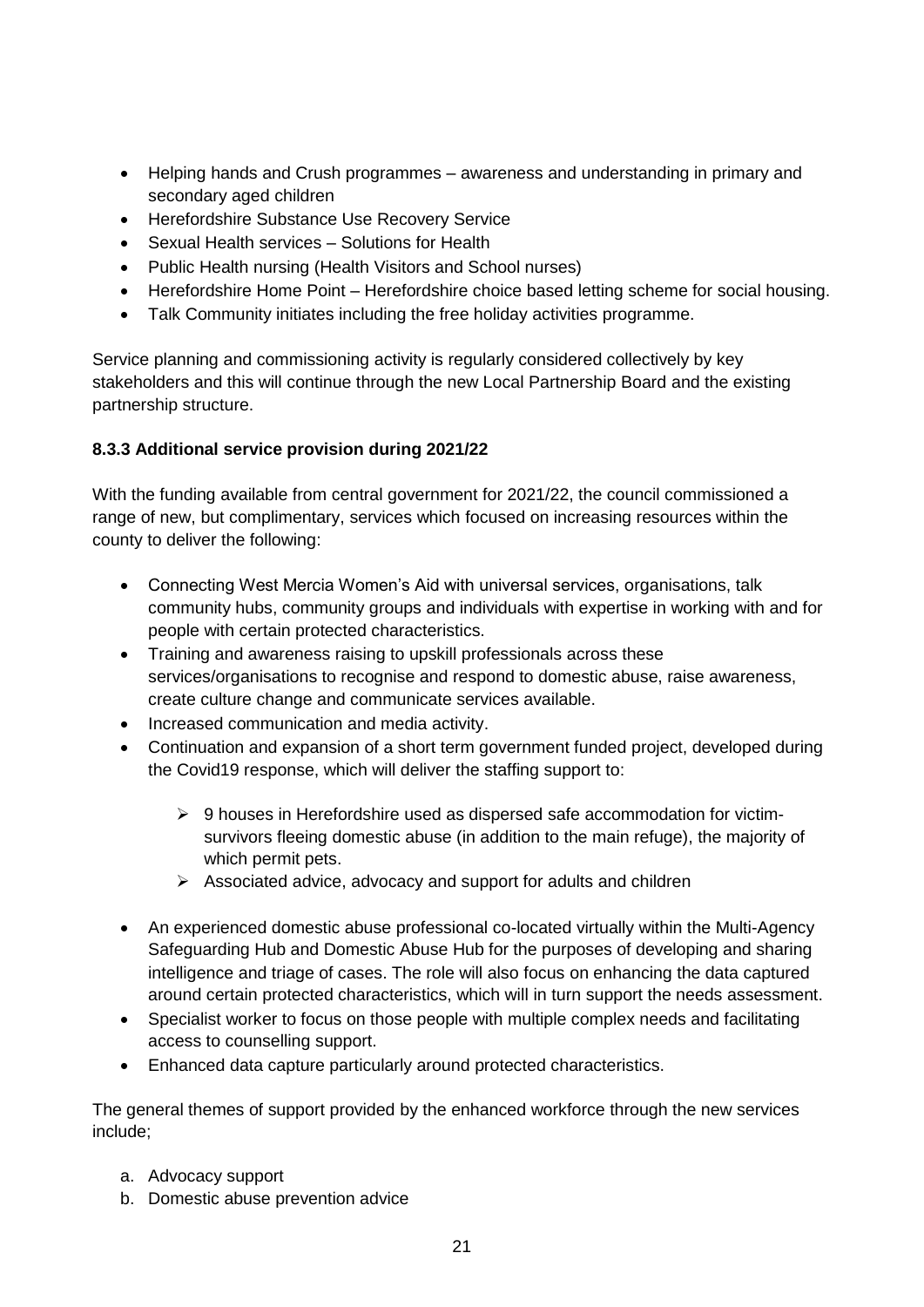- Helping hands and Crush programmes – awareness and understanding in primary and secondary aged children
- Herefordshire Substance Use Recovery Service
- Sexual Health services – Solutions for Health
- Public Health nursing (Health Visitors and School nurses)
- Herefordshire Home Point – Herefordshire choice based letting scheme for social housing.
- Talk Community initiates including the free holiday activities programme.

Service planning and commissioning activity is regularly considered collectively by key stakeholders and this will continue through the new Local Partnership Board and the existing partnership structure.

### 8.3.3 Additional service provision during 2021/22

With the funding available from central government for 2021/22, the council commissioned a range of new, but complimentary, services which focused on increasing resources within the county to deliver the following:

- Connecting West Mercia Women's Aid with universal services, organisations, talk community hubs, community groups and individuals with expertise in working with and for people with certain protected characteristics.
- Training and awareness raising to upskill professionals across these services/organisations to recognise and respond to domestic abuse, raise awareness, create culture change and communicate services available.
- Increased communication and media activity.
- Continuation and expansion of a short term government funded project, developed during the Covid19 response, which will deliver the staffing support to:
    - 9 houses in Herefordshire used as dispersed safe accommodation for victim-survivors fleeing domestic abuse (in addition to the main refuge), the majority of which permit pets.
    - Associated advice, advocacy and support for adults and children
- An experienced domestic abuse professional co-located virtually within the Multi-Agency Safeguarding Hub and Domestic Abuse Hub for the purposes of developing and sharing intelligence and triage of cases. The role will also focus on enhancing the data captured around certain protected characteristics, which will in turn support the needs assessment.
- Specialist worker to focus on those people with multiple complex needs and facilitating access to counselling support.
- Enhanced data capture particularly around protected characteristics.

The general themes of support provided by the enhanced workforce through the new services include;

a. Advocacy support
b. Domestic abuse prevention advice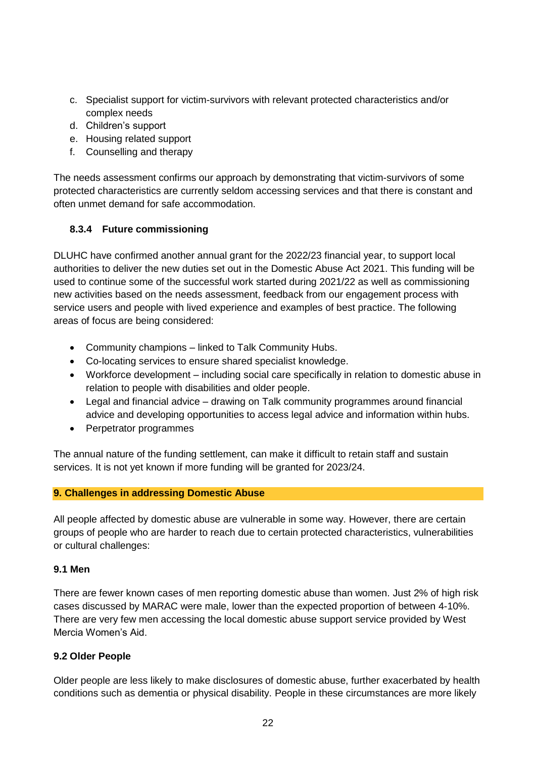c. Specialist support for victim-survivors with relevant protected characteristics and/or complex needs
d. Children's support
e. Housing related support
f. Counselling and therapy

The needs assessment confirms our approach by demonstrating that victim-survivors of some protected characteristics are currently seldom accessing services and that there is constant and often unmet demand for safe accommodation.

#### 8.3.4 Future commissioning

DLUHC have confirmed another annual grant for the 2022/23 financial year, to support local authorities to deliver the new duties set out in the Domestic Abuse Act 2021. This funding will be used to continue some of the successful work started during 2021/22 as well as commissioning new activities based on the needs assessment, feedback from our engagement process with service users and people with lived experience and examples of best practice. The following areas of focus are being considered:

- Community champions – linked to Talk Community Hubs.
- Co-locating services to ensure shared specialist knowledge.
- Workforce development – including social care specifically in relation to domestic abuse in relation to people with disabilities and older people.
- Legal and financial advice – drawing on Talk community programmes around financial advice and developing opportunities to access legal advice and information within hubs.
- Perpetrator programmes

The annual nature of the funding settlement, can make it difficult to retain staff and sustain services. It is not yet known if more funding will be granted for 2023/24.

## 9. Challenges in addressing Domestic Abuse

All people affected by domestic abuse are vulnerable in some way. However, there are certain groups of people who are harder to reach due to certain protected characteristics, vulnerabilities or cultural challenges:

### 9.1 Men

There are fewer known cases of men reporting domestic abuse than women. Just 2% of high risk cases discussed by MARAC were male, lower than the expected proportion of between 4-10%. There are very few men accessing the local domestic abuse support service provided by West Mercia Women's Aid.

### 9.2 Older People

Older people are less likely to make disclosures of domestic abuse, further exacerbated by health conditions such as dementia or physical disability. People in these circumstances are more likely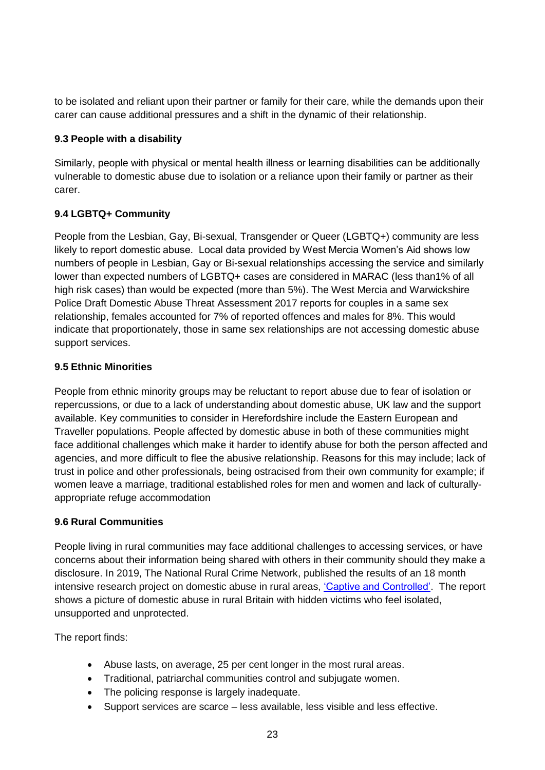to be isolated and reliant upon their partner or family for their care, while the demands upon their carer can cause additional pressures and a shift in the dynamic of their relationship.

### 9.3 People with a disability

Similarly, people with physical or mental health illness or learning disabilities can be additionally vulnerable to domestic abuse due to isolation or a reliance upon their family or partner as their carer.

### 9.4 LGBTQ+ Community

People from the Lesbian, Gay, Bi-sexual, Transgender or Queer (LGBTQ+) community are less likely to report domestic abuse. Local data provided by West Mercia Women's Aid shows low numbers of people in Lesbian, Gay or Bi-sexual relationships accessing the service and similarly lower than expected numbers of LGBTQ+ cases are considered in MARAC (less than1% of all high risk cases) than would be expected (more than 5%). The West Mercia and Warwickshire Police Draft Domestic Abuse Threat Assessment 2017 reports for couples in a same sex relationship, females accounted for 7% of reported offences and males for 8%. This would indicate that proportionately, those in same sex relationships are not accessing domestic abuse support services.

### 9.5 Ethnic Minorities

People from ethnic minority groups may be reluctant to report abuse due to fear of isolation or repercussions, or due to a lack of understanding about domestic abuse, UK law and the support available. Key communities to consider in Herefordshire include the Eastern European and Traveller populations. People affected by domestic abuse in both of these communities might face additional challenges which make it harder to identify abuse for both the person affected and agencies, and more difficult to flee the abusive relationship. Reasons for this may include; lack of trust in police and other professionals, being ostracised from their own community for example; if women leave a marriage, traditional established roles for men and women and lack of culturally-appropriate refuge accommodation

### 9.6 Rural Communities

People living in rural communities may face additional challenges to accessing services, or have concerns about their information being shared with others in their community should they make a disclosure. In 2019, The National Rural Crime Network, published the results of an 18 month intensive research project on domestic abuse in rural areas, 'Captive and Controlled'. The report shows a picture of domestic abuse in rural Britain with hidden victims who feel isolated, unsupported and unprotected.

The report finds:

- Abuse lasts, on average, 25 per cent longer in the most rural areas.
- Traditional, patriarchal communities control and subjugate women.
- The policing response is largely inadequate.
- Support services are scarce – less available, less visible and less effective.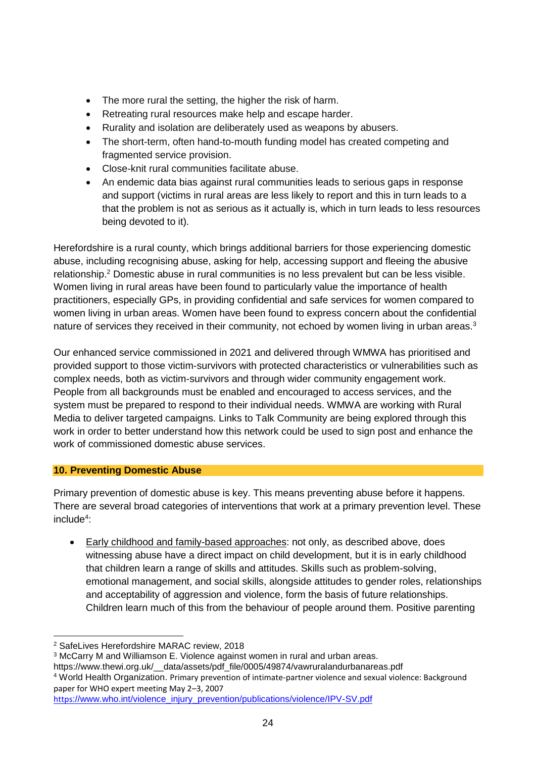- The more rural the setting, the higher the risk of harm.
- Retreating rural resources make help and escape harder.
- Rurality and isolation are deliberately used as weapons by abusers.
- The short-term, often hand-to-mouth funding model has created competing and fragmented service provision.
- Close-knit rural communities facilitate abuse.
- An endemic data bias against rural communities leads to serious gaps in response and support (victims in rural areas are less likely to report and this in turn leads to a that the problem is not as serious as it actually is, which in turn leads to less resources being devoted to it).

Herefordshire is a rural county, which brings additional barriers for those experiencing domestic abuse, including recognising abuse, asking for help, accessing support and fleeing the abusive relationship.[2] Domestic abuse in rural communities is no less prevalent but can be less visible. Women living in rural areas have been found to particularly value the importance of health practitioners, especially GPs, in providing confidential and safe services for women compared to women living in urban areas. Women have been found to express concern about the confidential nature of services they received in their community, not echoed by women living in urban areas.[3]

Our enhanced service commissioned in 2021 and delivered through WMWA has prioritised and provided support to those victim-survivors with protected characteristics or vulnerabilities such as complex needs, both as victim-survivors and through wider community engagement work. People from all backgrounds must be enabled and encouraged to access services, and the system must be prepared to respond to their individual needs. WMWA are working with Rural Media to deliver targeted campaigns. Links to Talk Community are being explored through this work in order to better understand how this network could be used to sign post and enhance the work of commissioned domestic abuse services.

## 10. Preventing Domestic Abuse

Primary prevention of domestic abuse is key. This means preventing abuse before it happens. There are several broad categories of interventions that work at a primary prevention level. These include[4]:

- Early childhood and family-based approaches: not only, as described above, does witnessing abuse have a direct impact on child development, but it is in early childhood that children learn a range of skills and attitudes. Skills such as problem-solving, emotional management, and social skills, alongside attitudes to gender roles, relationships and acceptability of aggression and violence, form the basis of future relationships. Children learn much of this from the behaviour of people around them. Positive parenting

---

[2] SafeLives Herefordshire MARAC review, 2018

[3] McCarry M and Williamson E. Violence against women in rural and urban areas. https://www.thewi.org.uk/__data/assets/pdf_file/0005/49874/vawruralandurbanareas.pdf

[4] World Health Organization. Primary prevention of intimate-partner violence and sexual violence: Background paper for WHO expert meeting May 2–3, 2007 https://www.who.int/violence_injury_prevention/publications/violence/IPV-SV.pdf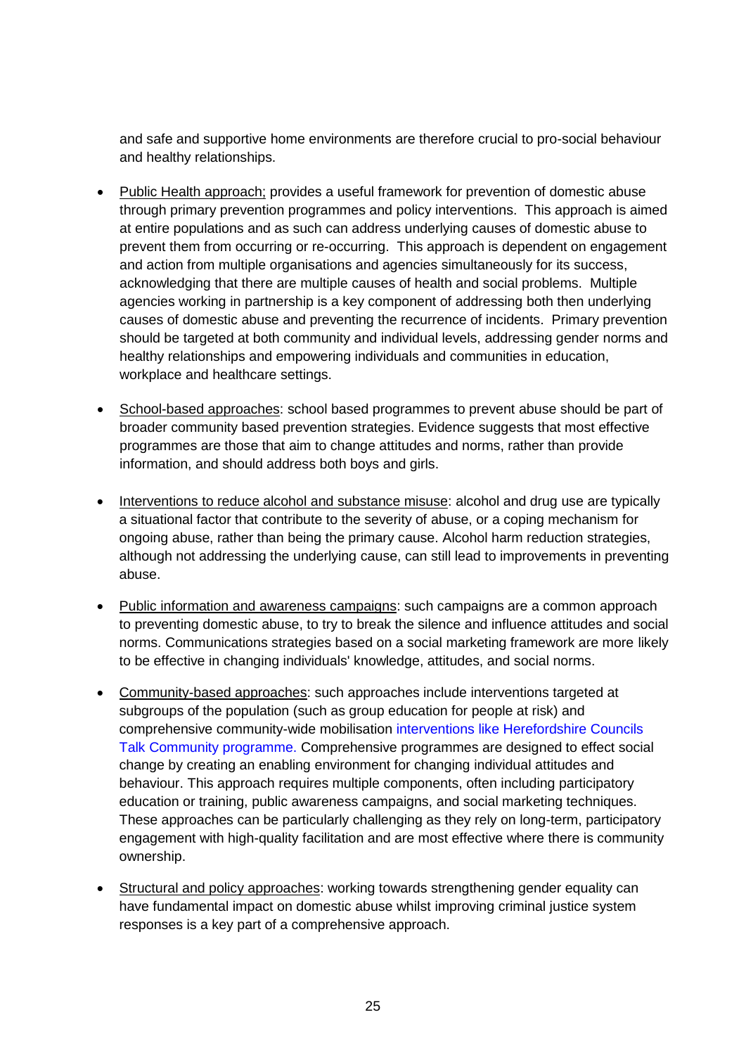and safe and supportive home environments are therefore crucial to pro-social behaviour and healthy relationships.

- Public Health approach; provides a useful framework for prevention of domestic abuse through primary prevention programmes and policy interventions. This approach is aimed at entire populations and as such can address underlying causes of domestic abuse to prevent them from occurring or re-occurring. This approach is dependent on engagement and action from multiple organisations and agencies simultaneously for its success, acknowledging that there are multiple causes of health and social problems. Multiple agencies working in partnership is a key component of addressing both then underlying causes of domestic abuse and preventing the recurrence of incidents. Primary prevention should be targeted at both community and individual levels, addressing gender norms and healthy relationships and empowering individuals and communities in education, workplace and healthcare settings.

- School-based approaches: school based programmes to prevent abuse should be part of broader community based prevention strategies. Evidence suggests that most effective programmes are those that aim to change attitudes and norms, rather than provide information, and should address both boys and girls.

- Interventions to reduce alcohol and substance misuse: alcohol and drug use are typically a situational factor that contribute to the severity of abuse, or a coping mechanism for ongoing abuse, rather than being the primary cause. Alcohol harm reduction strategies, although not addressing the underlying cause, can still lead to improvements in preventing abuse.

- Public information and awareness campaigns: such campaigns are a common approach to preventing domestic abuse, to try to break the silence and influence attitudes and social norms. Communications strategies based on a social marketing framework are more likely to be effective in changing individuals' knowledge, attitudes, and social norms.

- Community-based approaches: such approaches include interventions targeted at subgroups of the population (such as group education for people at risk) and comprehensive community-wide mobilisation interventions like Herefordshire Councils Talk Community programme. Comprehensive programmes are designed to effect social change by creating an enabling environment for changing individual attitudes and behaviour. This approach requires multiple components, often including participatory education or training, public awareness campaigns, and social marketing techniques. These approaches can be particularly challenging as they rely on long-term, participatory engagement with high-quality facilitation and are most effective where there is community ownership.

- Structural and policy approaches: working towards strengthening gender equality can have fundamental impact on domestic abuse whilst improving criminal justice system responses is a key part of a comprehensive approach.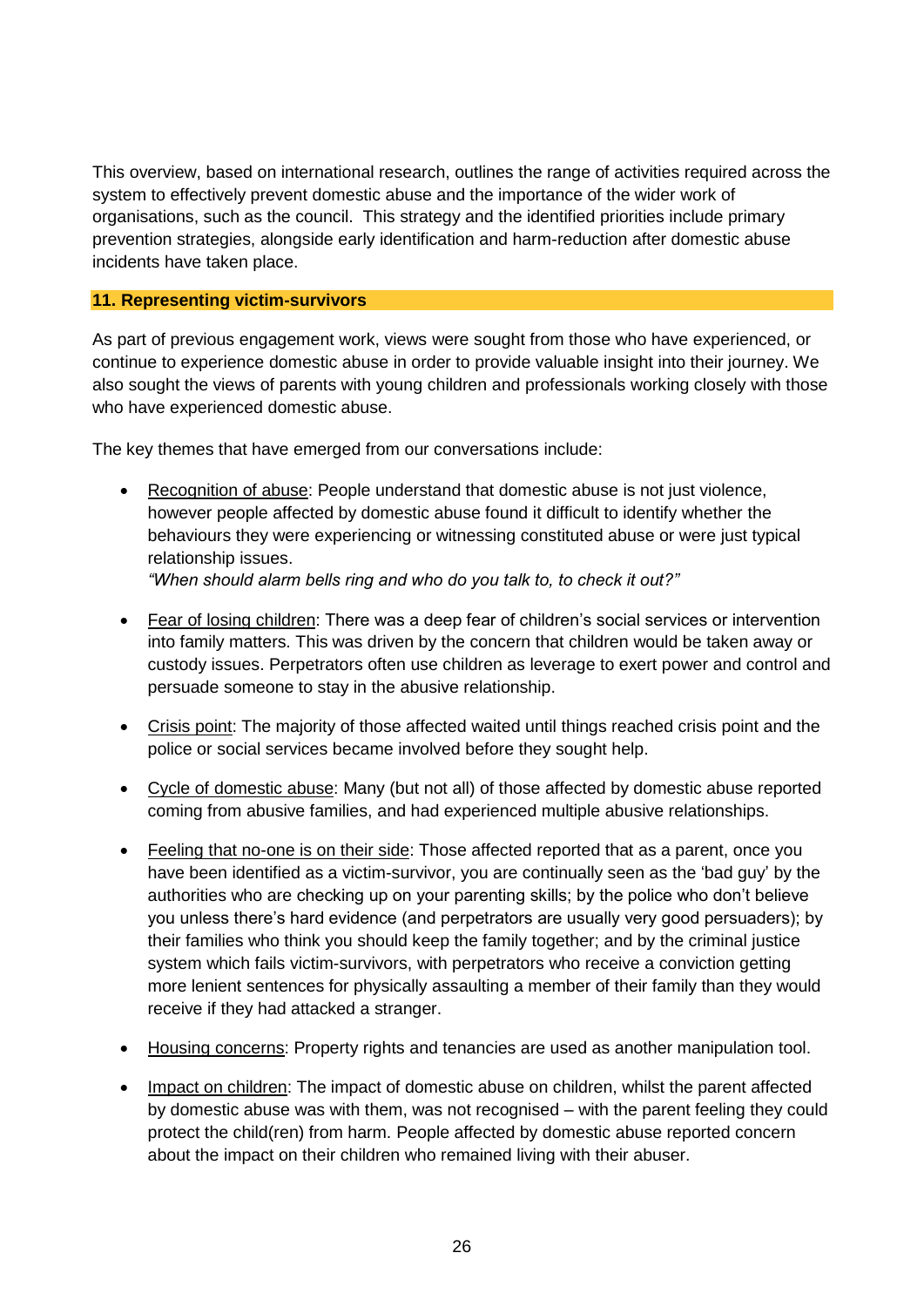This overview, based on international research, outlines the range of activities required across the system to effectively prevent domestic abuse and the importance of the wider work of organisations, such as the council. This strategy and the identified priorities include primary prevention strategies, alongside early identification and harm-reduction after domestic abuse incidents have taken place.

## 11. Representing victim-survivors

As part of previous engagement work, views were sought from those who have experienced, or continue to experience domestic abuse in order to provide valuable insight into their journey. We also sought the views of parents with young children and professionals working closely with those who have experienced domestic abuse.

The key themes that have emerged from our conversations include:

- Recognition of abuse: People understand that domestic abuse is not just violence, however people affected by domestic abuse found it difficult to identify whether the behaviours they were experiencing or witnessing constituted abuse or were just typical relationship issues.
  *"When should alarm bells ring and who do you talk to, to check it out?"*

- Fear of losing children: There was a deep fear of children's social services or intervention into family matters. This was driven by the concern that children would be taken away or custody issues. Perpetrators often use children as leverage to exert power and control and persuade someone to stay in the abusive relationship.

- Crisis point: The majority of those affected waited until things reached crisis point and the police or social services became involved before they sought help.

- Cycle of domestic abuse: Many (but not all) of those affected by domestic abuse reported coming from abusive families, and had experienced multiple abusive relationships.

- Feeling that no-one is on their side: Those affected reported that as a parent, once you have been identified as a victim-survivor, you are continually seen as the 'bad guy' by the authorities who are checking up on your parenting skills; by the police who don't believe you unless there's hard evidence (and perpetrators are usually very good persuaders); by their families who think you should keep the family together; and by the criminal justice system which fails victim-survivors, with perpetrators who receive a conviction getting more lenient sentences for physically assaulting a member of their family than they would receive if they had attacked a stranger.

- Housing concerns: Property rights and tenancies are used as another manipulation tool.

- Impact on children: The impact of domestic abuse on children, whilst the parent affected by domestic abuse was with them, was not recognised – with the parent feeling they could protect the child(ren) from harm. People affected by domestic abuse reported concern about the impact on their children who remained living with their abuser.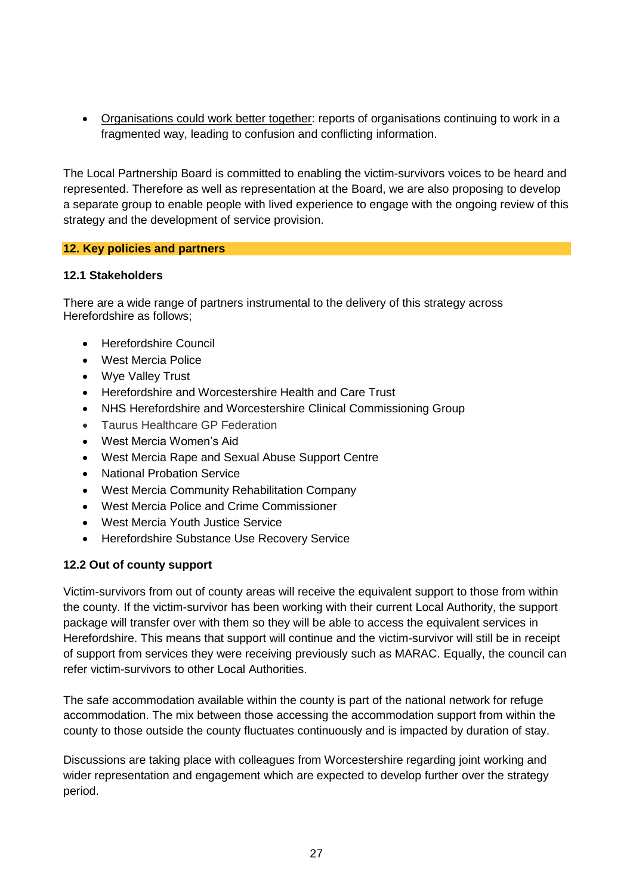- Organisations could work better together: reports of organisations continuing to work in a fragmented way, leading to confusion and conflicting information.

The Local Partnership Board is committed to enabling the victim-survivors voices to be heard and represented. Therefore as well as representation at the Board, we are also proposing to develop a separate group to enable people with lived experience to engage with the ongoing review of this strategy and the development of service provision.

## 12. Key policies and partners

### 12.1 Stakeholders

There are a wide range of partners instrumental to the delivery of this strategy across Herefordshire as follows;

- Herefordshire Council
- West Mercia Police
- Wye Valley Trust
- Herefordshire and Worcestershire Health and Care Trust
- NHS Herefordshire and Worcestershire Clinical Commissioning Group
- Taurus Healthcare GP Federation
- West Mercia Women's Aid
- West Mercia Rape and Sexual Abuse Support Centre
- National Probation Service
- West Mercia Community Rehabilitation Company
- West Mercia Police and Crime Commissioner
- West Mercia Youth Justice Service
- Herefordshire Substance Use Recovery Service

### 12.2 Out of county support

Victim-survivors from out of county areas will receive the equivalent support to those from within the county. If the victim-survivor has been working with their current Local Authority, the support package will transfer over with them so they will be able to access the equivalent services in Herefordshire. This means that support will continue and the victim-survivor will still be in receipt of support from services they were receiving previously such as MARAC. Equally, the council can refer victim-survivors to other Local Authorities.

The safe accommodation available within the county is part of the national network for refuge accommodation. The mix between those accessing the accommodation support from within the county to those outside the county fluctuates continuously and is impacted by duration of stay.

Discussions are taking place with colleagues from Worcestershire regarding joint working and wider representation and engagement which are expected to develop further over the strategy period.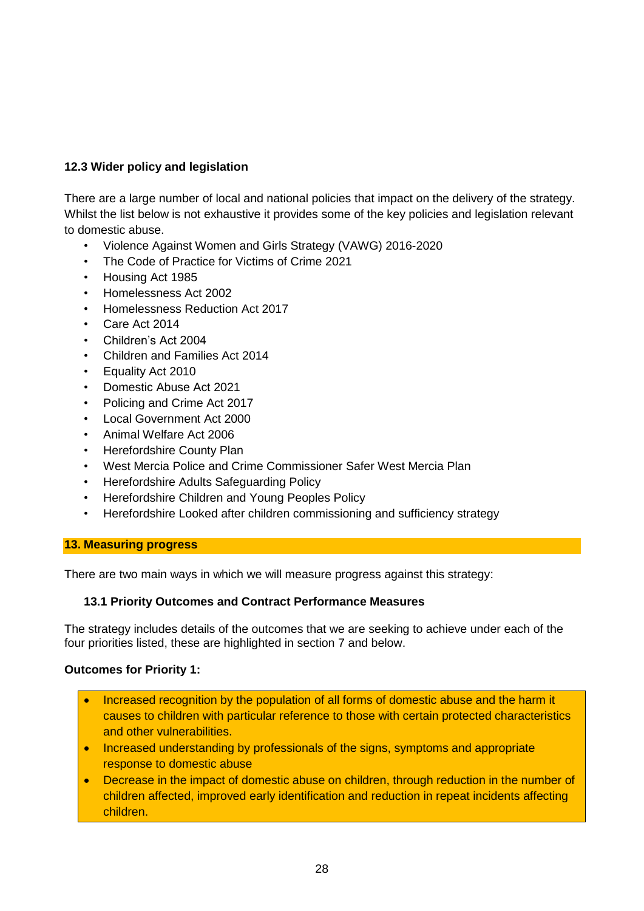### 12.3 Wider policy and legislation

There are a large number of local and national policies that impact on the delivery of the strategy. Whilst the list below is not exhaustive it provides some of the key policies and legislation relevant to domestic abuse.

- Violence Against Women and Girls Strategy (VAWG) 2016-2020
- The Code of Practice for Victims of Crime 2021
- Housing Act 1985
- Homelessness Act 2002
- Homelessness Reduction Act 2017
- Care Act 2014
- Children's Act 2004
- Children and Families Act 2014
- Equality Act 2010
- Domestic Abuse Act 2021
- Policing and Crime Act 2017
- Local Government Act 2000
- Animal Welfare Act 2006
- Herefordshire County Plan
- West Mercia Police and Crime Commissioner Safer West Mercia Plan
- Herefordshire Adults Safeguarding Policy
- Herefordshire Children and Young Peoples Policy
- Herefordshire Looked after children commissioning and sufficiency strategy

## 13. Measuring progress

There are two main ways in which we will measure progress against this strategy:

### 13.1 Priority Outcomes and Contract Performance Measures

The strategy includes details of the outcomes that we are seeking to achieve under each of the four priorities listed, these are highlighted in section 7 and below.

**Outcomes for Priority 1:**

- Increased recognition by the population of all forms of domestic abuse and the harm it causes to children with particular reference to those with certain protected characteristics and other vulnerabilities.
- Increased understanding by professionals of the signs, symptoms and appropriate response to domestic abuse
- Decrease in the impact of domestic abuse on children, through reduction in the number of children affected, improved early identification and reduction in repeat incidents affecting children.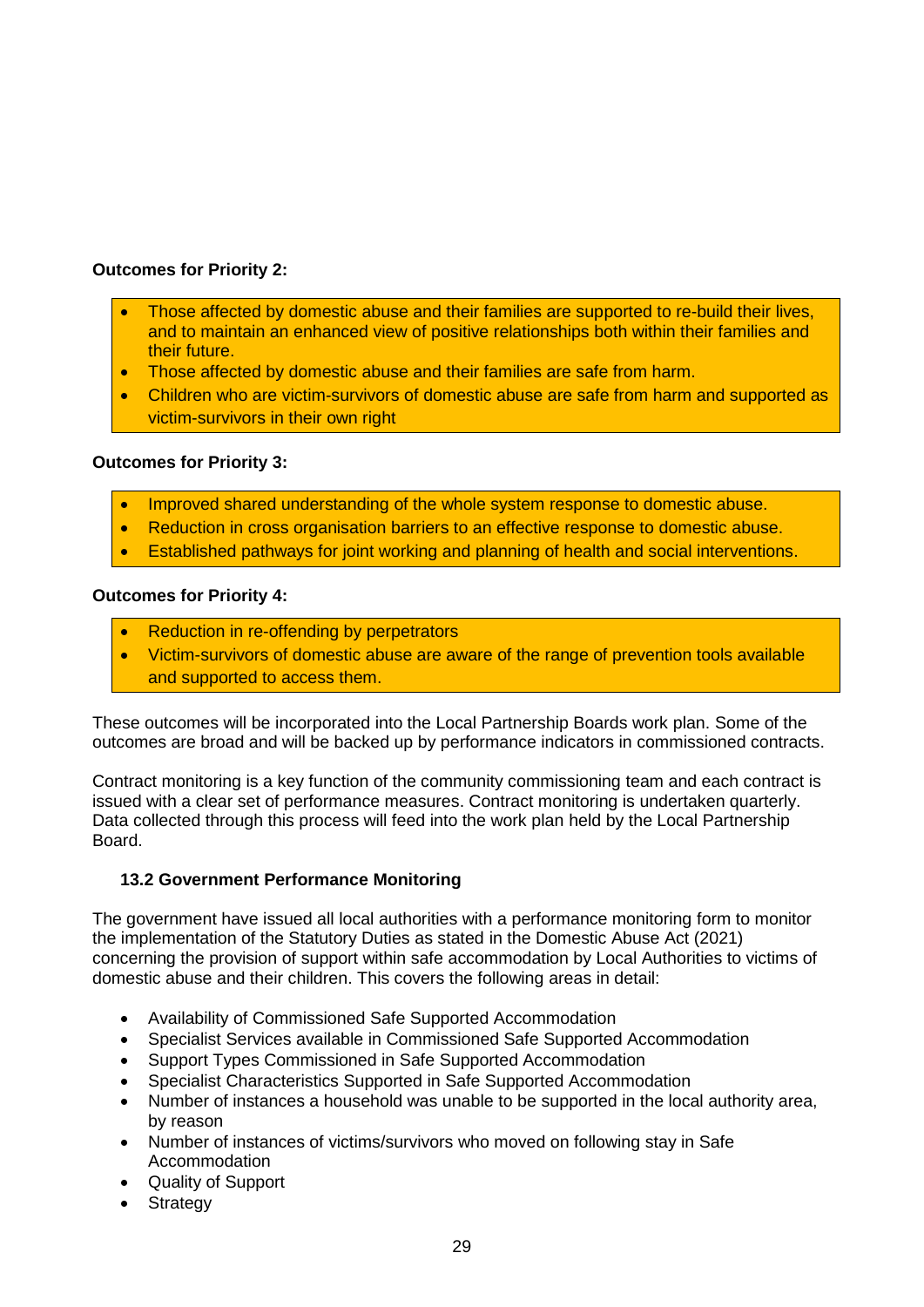**Outcomes for Priority 2:**

- Those affected by domestic abuse and their families are supported to re-build their lives, and to maintain an enhanced view of positive relationships both within their families and their future.
- Those affected by domestic abuse and their families are safe from harm.
- Children who are victim-survivors of domestic abuse are safe from harm and supported as victim-survivors in their own right

**Outcomes for Priority 3:**

- Improved shared understanding of the whole system response to domestic abuse.
- Reduction in cross organisation barriers to an effective response to domestic abuse.
- Established pathways for joint working and planning of health and social interventions.

**Outcomes for Priority 4:**

- Reduction in re-offending by perpetrators
- Victim-survivors of domestic abuse are aware of the range of prevention tools available and supported to access them.

These outcomes will be incorporated into the Local Partnership Boards work plan. Some of the outcomes are broad and will be backed up by performance indicators in commissioned contracts.

Contract monitoring is a key function of the community commissioning team and each contract is issued with a clear set of performance measures. Contract monitoring is undertaken quarterly. Data collected through this process will feed into the work plan held by the Local Partnership Board.

### 13.2 Government Performance Monitoring

The government have issued all local authorities with a performance monitoring form to monitor the implementation of the Statutory Duties as stated in the Domestic Abuse Act (2021) concerning the provision of support within safe accommodation by Local Authorities to victims of domestic abuse and their children. This covers the following areas in detail:

- Availability of Commissioned Safe Supported Accommodation
- Specialist Services available in Commissioned Safe Supported Accommodation
- Support Types Commissioned in Safe Supported Accommodation
- Specialist Characteristics Supported in Safe Supported Accommodation
- Number of instances a household was unable to be supported in the local authority area, by reason
- Number of instances of victims/survivors who moved on following stay in Safe Accommodation
- Quality of Support
- Strategy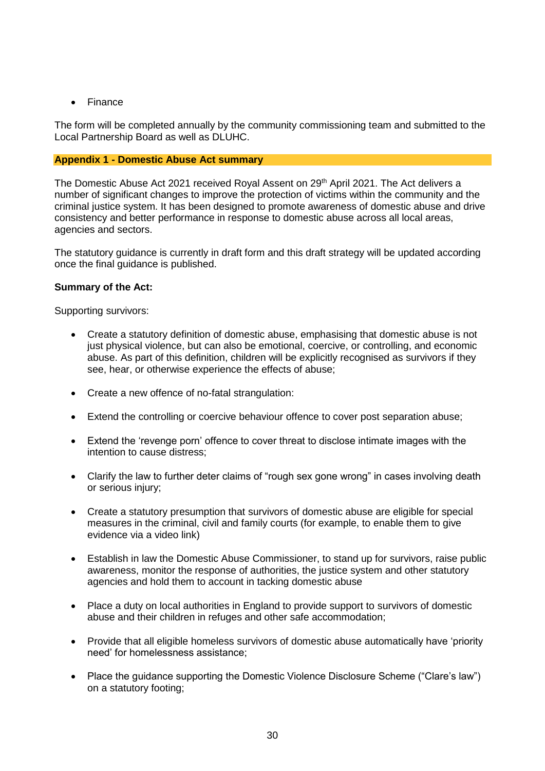- Finance

The form will be completed annually by the community commissioning team and submitted to the Local Partnership Board as well as DLUHC.

## Appendix 1 - Domestic Abuse Act summary

The Domestic Abuse Act 2021 received Royal Assent on 29th April 2021. The Act delivers a number of significant changes to improve the protection of victims within the community and the criminal justice system. It has been designed to promote awareness of domestic abuse and drive consistency and better performance in response to domestic abuse across all local areas, agencies and sectors.

The statutory guidance is currently in draft form and this draft strategy will be updated according once the final guidance is published.

**Summary of the Act:**

Supporting survivors:

- Create a statutory definition of domestic abuse, emphasising that domestic abuse is not just physical violence, but can also be emotional, coercive, or controlling, and economic abuse. As part of this definition, children will be explicitly recognised as survivors if they see, hear, or otherwise experience the effects of abuse;

- Create a new offence of no-fatal strangulation:

- Extend the controlling or coercive behaviour offence to cover post separation abuse;

- Extend the 'revenge porn' offence to cover threat to disclose intimate images with the intention to cause distress;

- Clarify the law to further deter claims of "rough sex gone wrong" in cases involving death or serious injury;

- Create a statutory presumption that survivors of domestic abuse are eligible for special measures in the criminal, civil and family courts (for example, to enable them to give evidence via a video link)

- Establish in law the Domestic Abuse Commissioner, to stand up for survivors, raise public awareness, monitor the response of authorities, the justice system and other statutory agencies and hold them to account in tacking domestic abuse

- Place a duty on local authorities in England to provide support to survivors of domestic abuse and their children in refuges and other safe accommodation;

- Provide that all eligible homeless survivors of domestic abuse automatically have 'priority need' for homelessness assistance;

- Place the guidance supporting the Domestic Violence Disclosure Scheme ("Clare's law") on a statutory footing;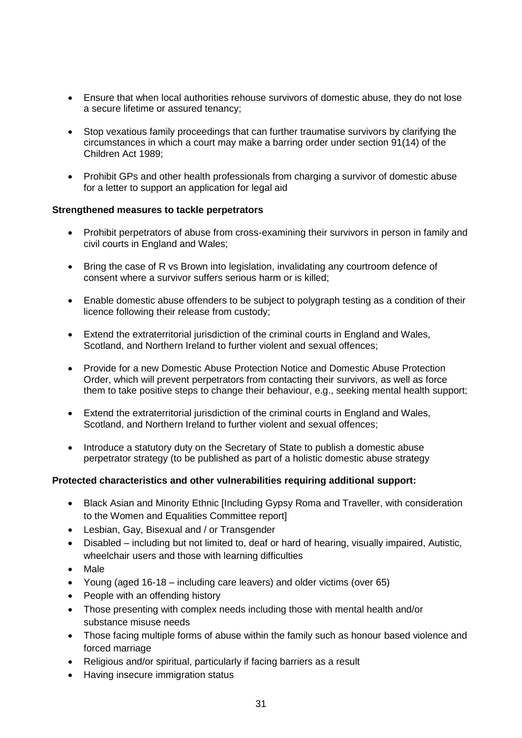- Ensure that when local authorities rehouse survivors of domestic abuse, they do not lose a secure lifetime or assured tenancy;
- Stop vexatious family proceedings that can further traumatise survivors by clarifying the circumstances in which a court may make a barring order under section 91(14) of the Children Act 1989;
- Prohibit GPs and other health professionals from charging a survivor of domestic abuse for a letter to support an application for legal aid

**Strengthened measures to tackle perpetrators**

- Prohibit perpetrators of abuse from cross-examining their survivors in person in family and civil courts in England and Wales;
- Bring the case of R vs Brown into legislation, invalidating any courtroom defence of consent where a survivor suffers serious harm or is killed;
- Enable domestic abuse offenders to be subject to polygraph testing as a condition of their licence following their release from custody;
- Extend the extraterritorial jurisdiction of the criminal courts in England and Wales, Scotland, and Northern Ireland to further violent and sexual offences;
- Provide for a new Domestic Abuse Protection Notice and Domestic Abuse Protection Order, which will prevent perpetrators from contacting their survivors, as well as force them to take positive steps to change their behaviour, e.g., seeking mental health support;
- Extend the extraterritorial jurisdiction of the criminal courts in England and Wales, Scotland, and Northern Ireland to further violent and sexual offences;
- Introduce a statutory duty on the Secretary of State to publish a domestic abuse perpetrator strategy (to be published as part of a holistic domestic abuse strategy

**Protected characteristics and other vulnerabilities requiring additional support:**

- Black Asian and Minority Ethnic [Including Gypsy Roma and Traveller, with consideration to the Women and Equalities Committee report]
- Lesbian, Gay, Bisexual and / or Transgender
- Disabled – including but not limited to, deaf or hard of hearing, visually impaired, Autistic, wheelchair users and those with learning difficulties
- Male
- Young (aged 16-18 – including care leavers) and older victims (over 65)
- People with an offending history
- Those presenting with complex needs including those with mental health and/or substance misuse needs
- Those facing multiple forms of abuse within the family such as honour based violence and forced marriage
- Religious and/or spiritual, particularly if facing barriers as a result
- Having insecure immigration status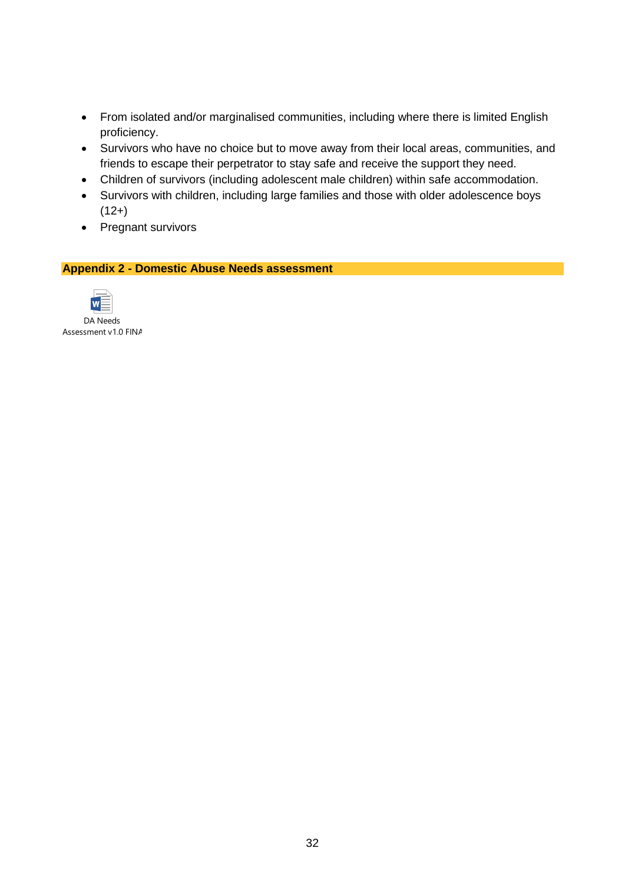- From isolated and/or marginalised communities, including where there is limited English proficiency.
- Survivors who have no choice but to move away from their local areas, communities, and friends to escape their perpetrator to stay safe and receive the support they need.
- Children of survivors (including adolescent male children) within safe accommodation.
- Survivors with children, including large families and those with older adolescence boys (12+)
- Pregnant survivors

## Appendix 2 - Domestic Abuse Needs assessment

DA Needs Assessment v1.0 FINA